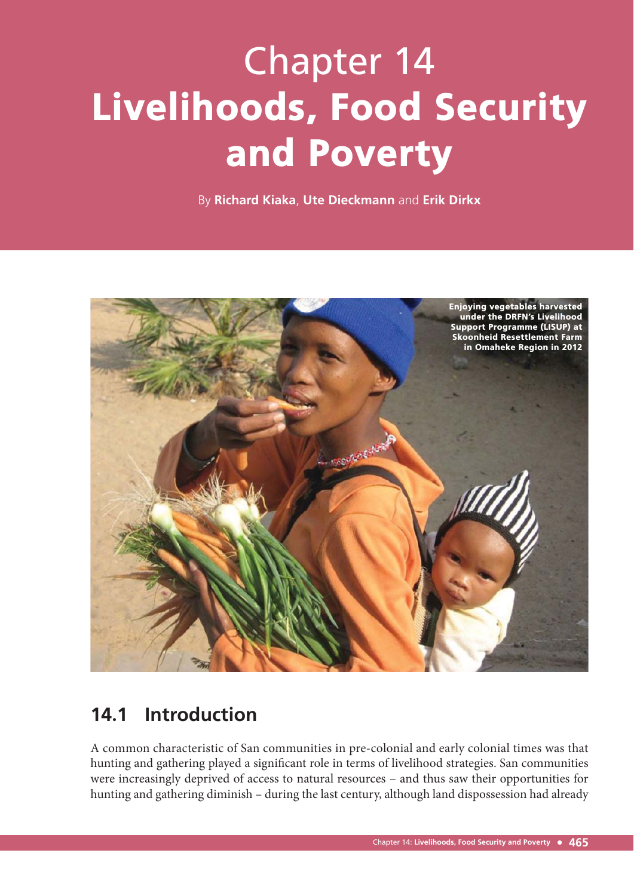# Chapter 14
# Livelihoods, Food Security and Poverty

By **Richard Kiaka**, **Ute Dieckmann** and **Erik Dirkx**

Enjoying vegetables harvested under the DRFN's Livelihood Support Programme (LISUP) at Skoonheid Resettlement Farm in Omaheke Region in 2012

## 14.1 Introduction

A common characteristic of San communities in pre-colonial and early colonial times was that hunting and gathering played a significant role in terms of livelihood strategies. San communities were increasingly deprived of access to natural resources – and thus saw their opportunities for hunting and gathering diminish – during the last century, although land dispossession had already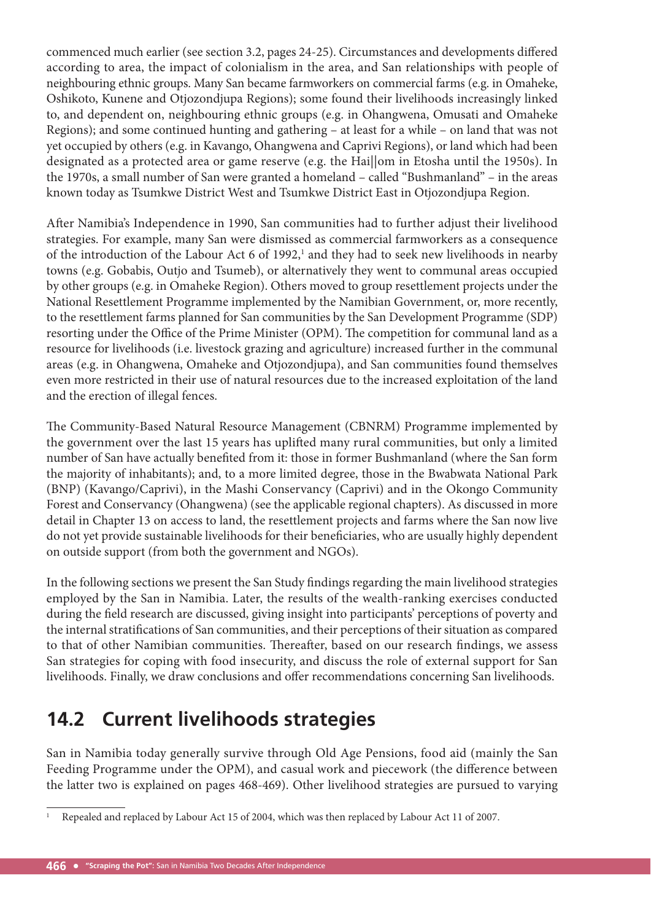commenced much earlier (see section 3.2, pages 24-25). Circumstances and developments differed according to area, the impact of colonialism in the area, and San relationships with people of neighbouring ethnic groups. Many San became farmworkers on commercial farms (e.g. in Omaheke, Oshikoto, Kunene and Otjozondjupa Regions); some found their livelihoods increasingly linked to, and dependent on, neighbouring ethnic groups (e.g. in Ohangwena, Omusati and Omaheke Regions); and some continued hunting and gathering – at least for a while – on land that was not yet occupied by others (e.g. in Kavango, Ohangwena and Caprivi Regions), or land which had been designated as a protected area or game reserve (e.g. the Hai||om in Etosha until the 1950s). In the 1970s, a small number of San were granted a homeland – called "Bushmanland" – in the areas known today as Tsumkwe District West and Tsumkwe District East in Otjozondjupa Region.

After Namibia's Independence in 1990, San communities had to further adjust their livelihood strategies. For example, many San were dismissed as commercial farmworkers as a consequence of the introduction of the Labour Act 6 of 1992,[1] and they had to seek new livelihoods in nearby towns (e.g. Gobabis, Outjo and Tsumeb), or alternatively they went to communal areas occupied by other groups (e.g. in Omaheke Region). Others moved to group resettlement projects under the National Resettlement Programme implemented by the Namibian Government, or, more recently, to the resettlement farms planned for San communities by the San Development Programme (SDP) resorting under the Office of the Prime Minister (OPM). The competition for communal land as a resource for livelihoods (i.e. livestock grazing and agriculture) increased further in the communal areas (e.g. in Ohangwena, Omaheke and Otjozondjupa), and San communities found themselves even more restricted in their use of natural resources due to the increased exploitation of the land and the erection of illegal fences.

The Community-Based Natural Resource Management (CBNRM) Programme implemented by the government over the last 15 years has uplifted many rural communities, but only a limited number of San have actually benefited from it: those in former Bushmanland (where the San form the majority of inhabitants); and, to a more limited degree, those in the Bwabwata National Park (BNP) (Kavango/Caprivi), in the Mashi Conservancy (Caprivi) and in the Okongo Community Forest and Conservancy (Ohangwena) (see the applicable regional chapters). As discussed in more detail in Chapter 13 on access to land, the resettlement projects and farms where the San now live do not yet provide sustainable livelihoods for their beneficiaries, who are usually highly dependent on outside support (from both the government and NGOs).

In the following sections we present the San Study findings regarding the main livelihood strategies employed by the San in Namibia. Later, the results of the wealth-ranking exercises conducted during the field research are discussed, giving insight into participants' perceptions of poverty and the internal stratifications of San communities, and their perceptions of their situation as compared to that of other Namibian communities. Thereafter, based on our research findings, we assess San strategies for coping with food insecurity, and discuss the role of external support for San livelihoods. Finally, we draw conclusions and offer recommendations concerning San livelihoods.

## 14.2 Current livelihoods strategies

San in Namibia today generally survive through Old Age Pensions, food aid (mainly the San Feeding Programme under the OPM), and casual work and piecework (the difference between the latter two is explained on pages 468-469). Other livelihood strategies are pursued to varying

[1] Repealed and replaced by Labour Act 15 of 2004, which was then replaced by Labour Act 11 of 2007.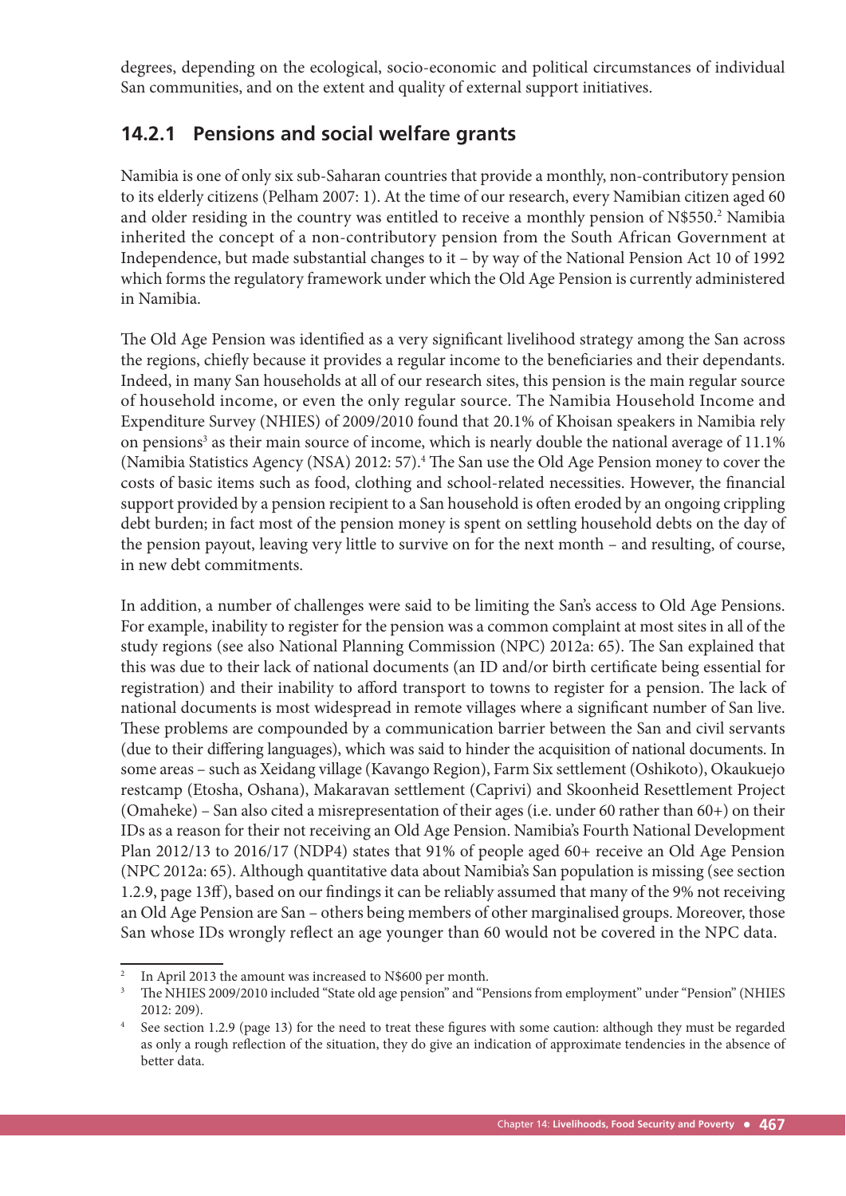degrees, depending on the ecological, socio-economic and political circumstances of individual San communities, and on the extent and quality of external support initiatives.

### 14.2.1 Pensions and social welfare grants

Namibia is one of only six sub-Saharan countries that provide a monthly, non-contributory pension to its elderly citizens (Pelham 2007: 1). At the time of our research, every Namibian citizen aged 60 and older residing in the country was entitled to receive a monthly pension of N$550.[2] Namibia inherited the concept of a non-contributory pension from the South African Government at Independence, but made substantial changes to it – by way of the National Pension Act 10 of 1992 which forms the regulatory framework under which the Old Age Pension is currently administered in Namibia.

The Old Age Pension was identified as a very significant livelihood strategy among the San across the regions, chiefly because it provides a regular income to the beneficiaries and their dependants. Indeed, in many San households at all of our research sites, this pension is the main regular source of household income, or even the only regular source. The Namibia Household Income and Expenditure Survey (NHIES) of 2009/2010 found that 20.1% of Khoisan speakers in Namibia rely on pensions[3] as their main source of income, which is nearly double the national average of 11.1% (Namibia Statistics Agency (NSA) 2012: 57).[4] The San use the Old Age Pension money to cover the costs of basic items such as food, clothing and school-related necessities. However, the financial support provided by a pension recipient to a San household is often eroded by an ongoing crippling debt burden; in fact most of the pension money is spent on settling household debts on the day of the pension payout, leaving very little to survive on for the next month – and resulting, of course, in new debt commitments.

In addition, a number of challenges were said to be limiting the San's access to Old Age Pensions. For example, inability to register for the pension was a common complaint at most sites in all of the study regions (see also National Planning Commission (NPC) 2012a: 65). The San explained that this was due to their lack of national documents (an ID and/or birth certificate being essential for registration) and their inability to afford transport to towns to register for a pension. The lack of national documents is most widespread in remote villages where a significant number of San live. These problems are compounded by a communication barrier between the San and civil servants (due to their differing languages), which was said to hinder the acquisition of national documents. In some areas – such as Xeidang village (Kavango Region), Farm Six settlement (Oshikoto), Okaukuejo restcamp (Etosha, Oshana), Makaravan settlement (Caprivi) and Skoonheid Resettlement Project (Omaheke) – San also cited a misrepresentation of their ages (i.e. under 60 rather than 60+) on their IDs as a reason for their not receiving an Old Age Pension. Namibia's Fourth National Development Plan 2012/13 to 2016/17 (NDP4) states that 91% of people aged 60+ receive an Old Age Pension (NPC 2012a: 65). Although quantitative data about Namibia's San population is missing (see section 1.2.9, page 13ff), based on our findings it can be reliably assumed that many of the 9% not receiving an Old Age Pension are San – others being members of other marginalised groups. Moreover, those San whose IDs wrongly reflect an age younger than 60 would not be covered in the NPC data.

---

[2] In April 2013 the amount was increased to N$600 per month.

[3] The NHIES 2009/2010 included "State old age pension" and "Pensions from employment" under "Pension" (NHIES 2012: 209).

[4] See section 1.2.9 (page 13) for the need to treat these figures with some caution: although they must be regarded as only a rough reflection of the situation, they do give an indication of approximate tendencies in the absence of better data.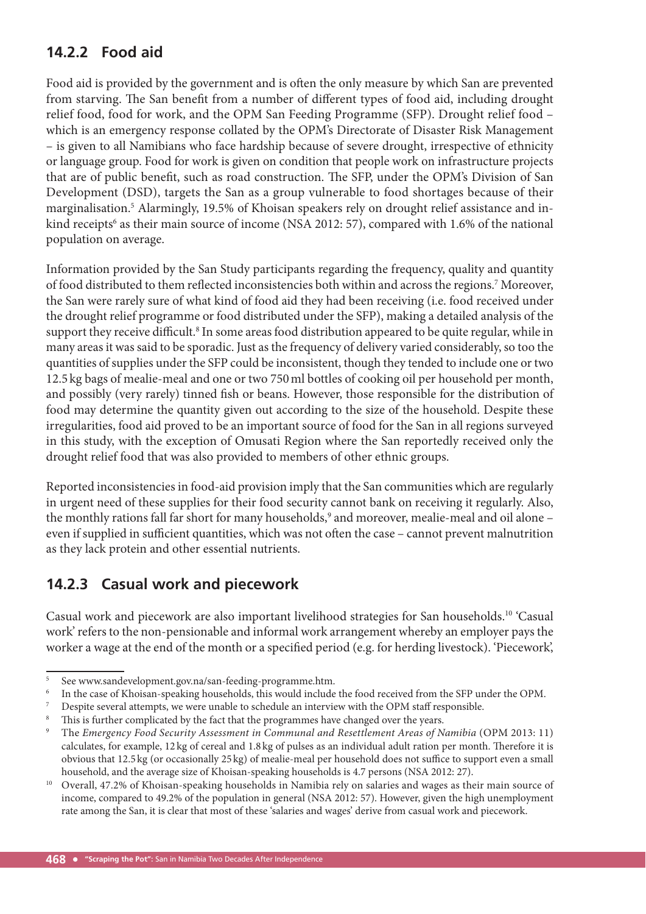### 14.2.2 Food aid

Food aid is provided by the government and is often the only measure by which San are prevented from starving. The San benefit from a number of different types of food aid, including drought relief food, food for work, and the OPM San Feeding Programme (SFP). Drought relief food – which is an emergency response collated by the OPM's Directorate of Disaster Risk Management – is given to all Namibians who face hardship because of severe drought, irrespective of ethnicity or language group. Food for work is given on condition that people work on infrastructure projects that are of public benefit, such as road construction. The SFP, under the OPM's Division of San Development (DSD), targets the San as a group vulnerable to food shortages because of their marginalisation.[5] Alarmingly, 19.5% of Khoisan speakers rely on drought relief assistance and in-kind receipts[6] as their main source of income (NSA 2012: 57), compared with 1.6% of the national population on average.

Information provided by the San Study participants regarding the frequency, quality and quantity of food distributed to them reflected inconsistencies both within and across the regions.[7] Moreover, the San were rarely sure of what kind of food aid they had been receiving (i.e. food received under the drought relief programme or food distributed under the SFP), making a detailed analysis of the support they receive difficult.[8] In some areas food distribution appeared to be quite regular, while in many areas it was said to be sporadic. Just as the frequency of delivery varied considerably, so too the quantities of supplies under the SFP could be inconsistent, though they tended to include one or two 12.5 kg bags of mealie-meal and one or two 750 ml bottles of cooking oil per household per month, and possibly (very rarely) tinned fish or beans. However, those responsible for the distribution of food may determine the quantity given out according to the size of the household. Despite these irregularities, food aid proved to be an important source of food for the San in all regions surveyed in this study, with the exception of Omusati Region where the San reportedly received only the drought relief food that was also provided to members of other ethnic groups.

Reported inconsistencies in food-aid provision imply that the San communities which are regularly in urgent need of these supplies for their food security cannot bank on receiving it regularly. Also, the monthly rations fall far short for many households,[9] and moreover, mealie-meal and oil alone – even if supplied in sufficient quantities, which was not often the case – cannot prevent malnutrition as they lack protein and other essential nutrients.

### 14.2.3 Casual work and piecework

Casual work and piecework are also important livelihood strategies for San households.[10] 'Casual work' refers to the non-pensionable and informal work arrangement whereby an employer pays the worker a wage at the end of the month or a specified period (e.g. for herding livestock). 'Piecework',

---

[5] See www.sandevelopment.gov.na/san-feeding-programme.htm.

[6] In the case of Khoisan-speaking households, this would include the food received from the SFP under the OPM.

[7] Despite several attempts, we were unable to schedule an interview with the OPM staff responsible.

[8] This is further complicated by the fact that the programmes have changed over the years.

[9] The *Emergency Food Security Assessment in Communal and Resettlement Areas of Namibia* (OPM 2013: 11) calculates, for example, 12 kg of cereal and 1.8 kg of pulses as an individual adult ration per month. Therefore it is obvious that 12.5 kg (or occasionally 25 kg) of mealie-meal per household does not suffice to support even a small household, and the average size of Khoisan-speaking households is 4.7 persons (NSA 2012: 27).

[10] Overall, 47.2% of Khoisan-speaking households in Namibia rely on salaries and wages as their main source of income, compared to 49.2% of the population in general (NSA 2012: 57). However, given the high unemployment rate among the San, it is clear that most of these 'salaries and wages' derive from casual work and piecework.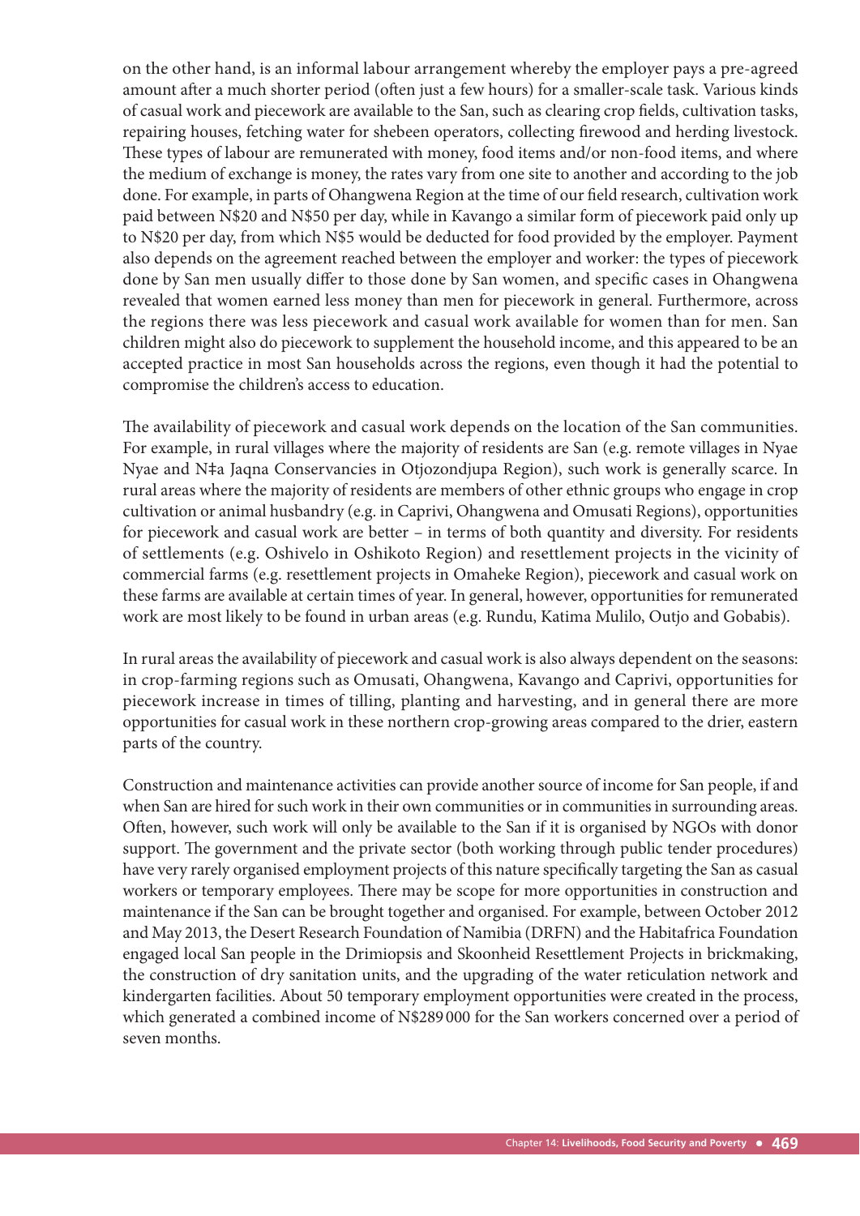on the other hand, is an informal labour arrangement whereby the employer pays a pre-agreed amount after a much shorter period (often just a few hours) for a smaller-scale task. Various kinds of casual work and piecework are available to the San, such as clearing crop fields, cultivation tasks, repairing houses, fetching water for shebeen operators, collecting firewood and herding livestock. These types of labour are remunerated with money, food items and/or non-food items, and where the medium of exchange is money, the rates vary from one site to another and according to the job done. For example, in parts of Ohangwena Region at the time of our field research, cultivation work paid between N$20 and N$50 per day, while in Kavango a similar form of piecework paid only up to N$20 per day, from which N$5 would be deducted for food provided by the employer. Payment also depends on the agreement reached between the employer and worker: the types of piecework done by San men usually differ to those done by San women, and specific cases in Ohangwena revealed that women earned less money than men for piecework in general. Furthermore, across the regions there was less piecework and casual work available for women than for men. San children might also do piecework to supplement the household income, and this appeared to be an accepted practice in most San households across the regions, even though it had the potential to compromise the children's access to education.

The availability of piecework and casual work depends on the location of the San communities. For example, in rural villages where the majority of residents are San (e.g. remote villages in Nyae Nyae and N‡a Jaqna Conservancies in Otjozondjupa Region), such work is generally scarce. In rural areas where the majority of residents are members of other ethnic groups who engage in crop cultivation or animal husbandry (e.g. in Caprivi, Ohangwena and Omusati Regions), opportunities for piecework and casual work are better – in terms of both quantity and diversity. For residents of settlements (e.g. Oshivelo in Oshikoto Region) and resettlement projects in the vicinity of commercial farms (e.g. resettlement projects in Omaheke Region), piecework and casual work on these farms are available at certain times of year. In general, however, opportunities for remunerated work are most likely to be found in urban areas (e.g. Rundu, Katima Mulilo, Outjo and Gobabis).

In rural areas the availability of piecework and casual work is also always dependent on the seasons: in crop-farming regions such as Omusati, Ohangwena, Kavango and Caprivi, opportunities for piecework increase in times of tilling, planting and harvesting, and in general there are more opportunities for casual work in these northern crop-growing areas compared to the drier, eastern parts of the country.

Construction and maintenance activities can provide another source of income for San people, if and when San are hired for such work in their own communities or in communities in surrounding areas. Often, however, such work will only be available to the San if it is organised by NGOs with donor support. The government and the private sector (both working through public tender procedures) have very rarely organised employment projects of this nature specifically targeting the San as casual workers or temporary employees. There may be scope for more opportunities in construction and maintenance if the San can be brought together and organised. For example, between October 2012 and May 2013, the Desert Research Foundation of Namibia (DRFN) and the Habitafrica Foundation engaged local San people in the Drimiopsis and Skoonheid Resettlement Projects in brickmaking, the construction of dry sanitation units, and the upgrading of the water reticulation network and kindergarten facilities. About 50 temporary employment opportunities were created in the process, which generated a combined income of N$289 000 for the San workers concerned over a period of seven months.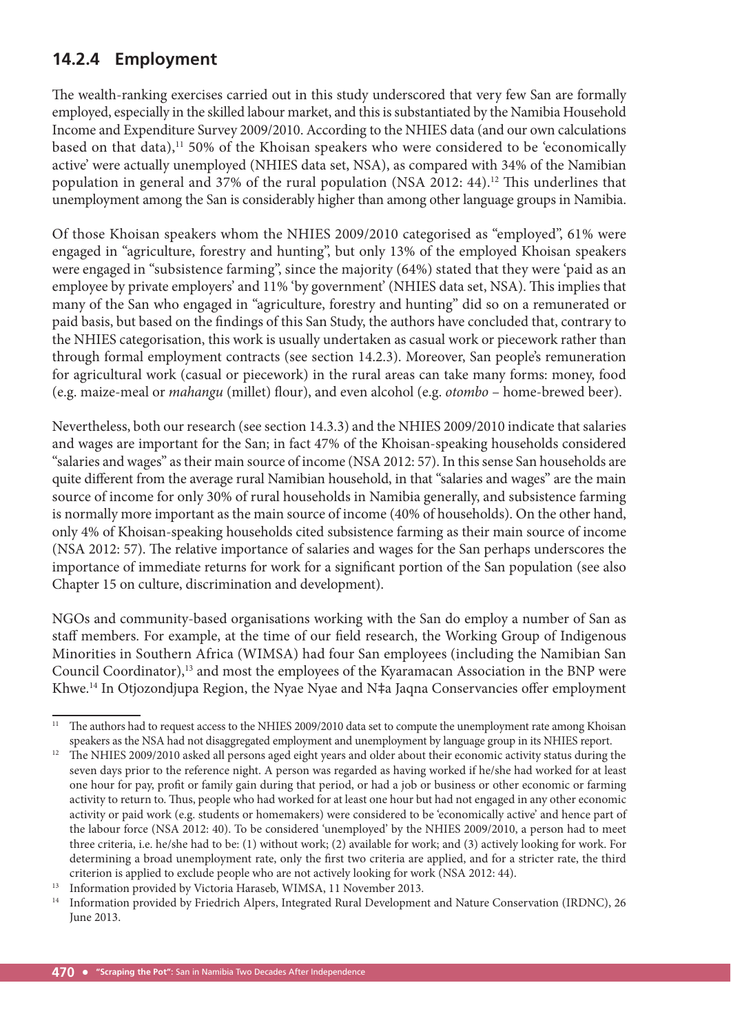## 14.2.4 Employment

The wealth-ranking exercises carried out in this study underscored that very few San are formally employed, especially in the skilled labour market, and this is substantiated by the Namibia Household Income and Expenditure Survey 2009/2010. According to the NHIES data (and our own calculations based on that data),[11] 50% of the Khoisan speakers who were considered to be 'economically active' were actually unemployed (NHIES data set, NSA), as compared with 34% of the Namibian population in general and 37% of the rural population (NSA 2012: 44).[12] This underlines that unemployment among the San is considerably higher than among other language groups in Namibia.

Of those Khoisan speakers whom the NHIES 2009/2010 categorised as "employed", 61% were engaged in "agriculture, forestry and hunting", but only 13% of the employed Khoisan speakers were engaged in "subsistence farming", since the majority (64%) stated that they were 'paid as an employee by private employers' and 11% 'by government' (NHIES data set, NSA). This implies that many of the San who engaged in "agriculture, forestry and hunting" did so on a remunerated or paid basis, but based on the findings of this San Study, the authors have concluded that, contrary to the NHIES categorisation, this work is usually undertaken as casual work or piecework rather than through formal employment contracts (see section 14.2.3). Moreover, San people's remuneration for agricultural work (casual or piecework) in the rural areas can take many forms: money, food (e.g. maize-meal or *mahangu* (millet) flour), and even alcohol (e.g. *otombo* – home-brewed beer).

Nevertheless, both our research (see section 14.3.3) and the NHIES 2009/2010 indicate that salaries and wages are important for the San; in fact 47% of the Khoisan-speaking households considered "salaries and wages" as their main source of income (NSA 2012: 57). In this sense San households are quite different from the average rural Namibian household, in that "salaries and wages" are the main source of income for only 30% of rural households in Namibia generally, and subsistence farming is normally more important as the main source of income (40% of households). On the other hand, only 4% of Khoisan-speaking households cited subsistence farming as their main source of income (NSA 2012: 57). The relative importance of salaries and wages for the San perhaps underscores the importance of immediate returns for work for a significant portion of the San population (see also Chapter 15 on culture, discrimination and development).

NGOs and community-based organisations working with the San do employ a number of San as staff members. For example, at the time of our field research, the Working Group of Indigenous Minorities in Southern Africa (WIMSA) had four San employees (including the Namibian San Council Coordinator),[13] and most the employees of the Kyaramacan Association in the BNP were Khwe.[14] In Otjozondjupa Region, the Nyae Nyae and N‡a Jaqna Conservancies offer employment

---

[11] The authors had to request access to the NHIES 2009/2010 data set to compute the unemployment rate among Khoisan speakers as the NSA had not disaggregated employment and unemployment by language group in its NHIES report.

[12] The NHIES 2009/2010 asked all persons aged eight years and older about their economic activity status during the seven days prior to the reference night. A person was regarded as having worked if he/she had worked for at least one hour for pay, profit or family gain during that period, or had a job or business or other economic or farming activity to return to. Thus, people who had worked for at least one hour but had not engaged in any other economic activity or paid work (e.g. students or homemakers) were considered to be 'economically active' and hence part of the labour force (NSA 2012: 40). To be considered 'unemployed' by the NHIES 2009/2010, a person had to meet three criteria, i.e. he/she had to be: (1) without work; (2) available for work; and (3) actively looking for work. For determining a broad unemployment rate, only the first two criteria are applied, and for a stricter rate, the third criterion is applied to exclude people who are not actively looking for work (NSA 2012: 44).

[13] Information provided by Victoria Haraseb, WIMSA, 11 November 2013.

[14] Information provided by Friedrich Alpers, Integrated Rural Development and Nature Conservation (IRDNC), 26 June 2013.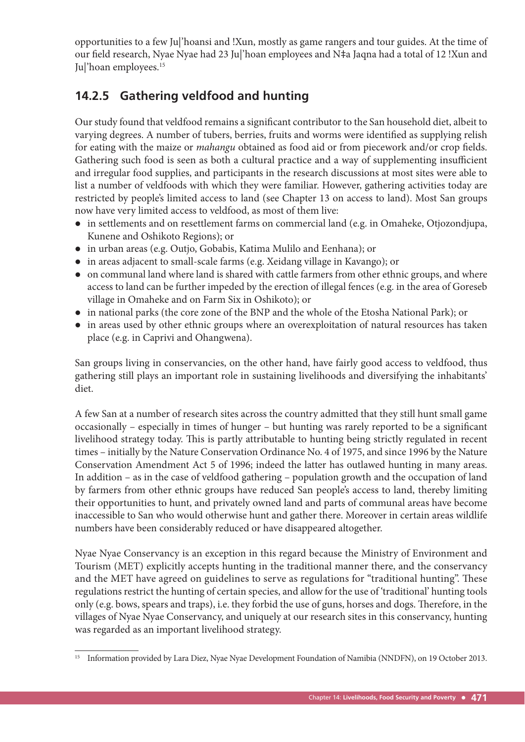opportunities to a few Ju|'hoansi and !Xun, mostly as game rangers and tour guides. At the time of our field research, Nyae Nyae had 23 Ju|'hoan employees and N‡a Jaqna had a total of 12 !Xun and Ju|'hoan employees.[15]

### 14.2.5 Gathering veldfood and hunting

Our study found that veldfood remains a significant contributor to the San household diet, albeit to varying degrees. A number of tubers, berries, fruits and worms were identified as supplying relish for eating with the maize or *mahangu* obtained as food aid or from piecework and/or crop fields. Gathering such food is seen as both a cultural practice and a way of supplementing insufficient and irregular food supplies, and participants in the research discussions at most sites were able to list a number of veldfoods with which they were familiar. However, gathering activities today are restricted by people's limited access to land (see Chapter 13 on access to land). Most San groups now have very limited access to veldfood, as most of them live:

- in settlements and on resettlement farms on commercial land (e.g. in Omaheke, Otjozondjupa, Kunene and Oshikoto Regions); or
- in urban areas (e.g. Outjo, Gobabis, Katima Mulilo and Eenhana); or
- in areas adjacent to small-scale farms (e.g. Xeidang village in Kavango); or
- on communal land where land is shared with cattle farmers from other ethnic groups, and where access to land can be further impeded by the erection of illegal fences (e.g. in the area of Goreseb village in Omaheke and on Farm Six in Oshikoto); or
- in national parks (the core zone of the BNP and the whole of the Etosha National Park); or
- in areas used by other ethnic groups where an overexploitation of natural resources has taken place (e.g. in Caprivi and Ohangwena).

San groups living in conservancies, on the other hand, have fairly good access to veldfood, thus gathering still plays an important role in sustaining livelihoods and diversifying the inhabitants' diet.

A few San at a number of research sites across the country admitted that they still hunt small game occasionally – especially in times of hunger – but hunting was rarely reported to be a significant livelihood strategy today. This is partly attributable to hunting being strictly regulated in recent times – initially by the Nature Conservation Ordinance No. 4 of 1975, and since 1996 by the Nature Conservation Amendment Act 5 of 1996; indeed the latter has outlawed hunting in many areas. In addition – as in the case of veldfood gathering – population growth and the occupation of land by farmers from other ethnic groups have reduced San people's access to land, thereby limiting their opportunities to hunt, and privately owned land and parts of communal areas have become inaccessible to San who would otherwise hunt and gather there. Moreover in certain areas wildlife numbers have been considerably reduced or have disappeared altogether.

Nyae Nyae Conservancy is an exception in this regard because the Ministry of Environment and Tourism (MET) explicitly accepts hunting in the traditional manner there, and the conservancy and the MET have agreed on guidelines to serve as regulations for "traditional hunting". These regulations restrict the hunting of certain species, and allow for the use of 'traditional' hunting tools only (e.g. bows, spears and traps), i.e. they forbid the use of guns, horses and dogs. Therefore, in the villages of Nyae Nyae Conservancy, and uniquely at our research sites in this conservancy, hunting was regarded as an important livelihood strategy.

---

[15] Information provided by Lara Diez, Nyae Nyae Development Foundation of Namibia (NNDFN), on 19 October 2013.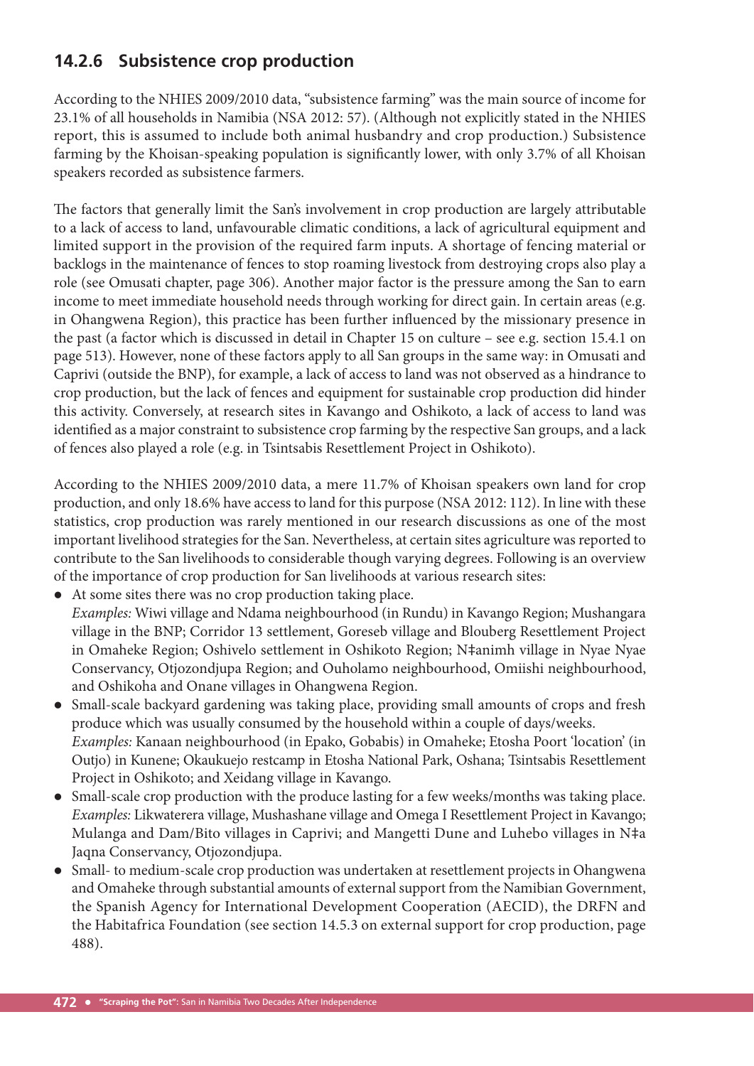### 14.2.6 Subsistence crop production

According to the NHIES 2009/2010 data, "subsistence farming" was the main source of income for 23.1% of all households in Namibia (NSA 2012: 57). (Although not explicitly stated in the NHIES report, this is assumed to include both animal husbandry and crop production.) Subsistence farming by the Khoisan-speaking population is significantly lower, with only 3.7% of all Khoisan speakers recorded as subsistence farmers.

The factors that generally limit the San's involvement in crop production are largely attributable to a lack of access to land, unfavourable climatic conditions, a lack of agricultural equipment and limited support in the provision of the required farm inputs. A shortage of fencing material or backlogs in the maintenance of fences to stop roaming livestock from destroying crops also play a role (see Omusati chapter, page 306). Another major factor is the pressure among the San to earn income to meet immediate household needs through working for direct gain. In certain areas (e.g. in Ohangwena Region), this practice has been further influenced by the missionary presence in the past (a factor which is discussed in detail in Chapter 15 on culture – see e.g. section 15.4.1 on page 513). However, none of these factors apply to all San groups in the same way: in Omusati and Caprivi (outside the BNP), for example, a lack of access to land was not observed as a hindrance to crop production, but the lack of fences and equipment for sustainable crop production did hinder this activity. Conversely, at research sites in Kavango and Oshikoto, a lack of access to land was identified as a major constraint to subsistence crop farming by the respective San groups, and a lack of fences also played a role (e.g. in Tsintsabis Resettlement Project in Oshikoto).

According to the NHIES 2009/2010 data, a mere 11.7% of Khoisan speakers own land for crop production, and only 18.6% have access to land for this purpose (NSA 2012: 112). In line with these statistics, crop production was rarely mentioned in our research discussions as one of the most important livelihood strategies for the San. Nevertheless, at certain sites agriculture was reported to contribute to the San livelihoods to considerable though varying degrees. Following is an overview of the importance of crop production for San livelihoods at various research sites:

- At some sites there was no crop production taking place.
  *Examples:* Wiwi village and Ndama neighbourhood (in Rundu) in Kavango Region; Mushangara village in the BNP; Corridor 13 settlement, Goreseb village and Blouberg Resettlement Project in Omaheke Region; Oshivelo settlement in Oshikoto Region; N‡animh village in Nyae Nyae Conservancy, Otjozondjupa Region; and Ouholamo neighbourhood, Omiishi neighbourhood, and Oshikoha and Onane villages in Ohangwena Region.
- Small-scale backyard gardening was taking place, providing small amounts of crops and fresh produce which was usually consumed by the household within a couple of days/weeks.
  *Examples:* Kanaan neighbourhood (in Epako, Gobabis) in Omaheke; Etosha Poort 'location' (in Outjo) in Kunene; Okaukuejo restcamp in Etosha National Park, Oshana; Tsintsabis Resettlement Project in Oshikoto; and Xeidang village in Kavango.
- Small-scale crop production with the produce lasting for a few weeks/months was taking place.
  *Examples:* Likwaterera village, Mushashane village and Omega I Resettlement Project in Kavango; Mulanga and Dam/Bito villages in Caprivi; and Mangetti Dune and Luhebo villages in N‡a Jaqna Conservancy, Otjozondjupa.
- Small- to medium-scale crop production was undertaken at resettlement projects in Ohangwena and Omaheke through substantial amounts of external support from the Namibian Government, the Spanish Agency for International Development Cooperation (AECID), the DRFN and the Habitafrica Foundation (see section 14.5.3 on external support for crop production, page 488).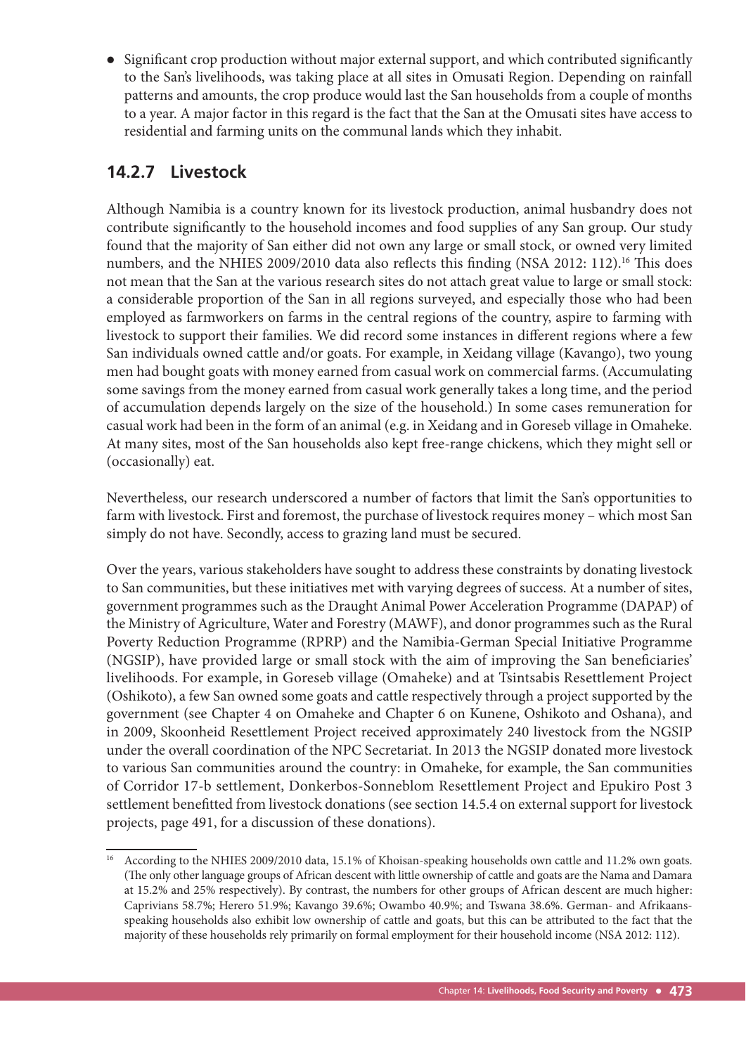- Significant crop production without major external support, and which contributed significantly to the San's livelihoods, was taking place at all sites in Omusati Region. Depending on rainfall patterns and amounts, the crop produce would last the San households from a couple of months to a year. A major factor in this regard is the fact that the San at the Omusati sites have access to residential and farming units on the communal lands which they inhabit.

### 14.2.7 Livestock

Although Namibia is a country known for its livestock production, animal husbandry does not contribute significantly to the household incomes and food supplies of any San group. Our study found that the majority of San either did not own any large or small stock, or owned very limited numbers, and the NHIES 2009/2010 data also reflects this finding (NSA 2012: 112).[16] This does not mean that the San at the various research sites do not attach great value to large or small stock: a considerable proportion of the San in all regions surveyed, and especially those who had been employed as farmworkers on farms in the central regions of the country, aspire to farming with livestock to support their families. We did record some instances in different regions where a few San individuals owned cattle and/or goats. For example, in Xeidang village (Kavango), two young men had bought goats with money earned from casual work on commercial farms. (Accumulating some savings from the money earned from casual work generally takes a long time, and the period of accumulation depends largely on the size of the household.) In some cases remuneration for casual work had been in the form of an animal (e.g. in Xeidang and in Goreseb village in Omaheke. At many sites, most of the San households also kept free-range chickens, which they might sell or (occasionally) eat.

Nevertheless, our research underscored a number of factors that limit the San's opportunities to farm with livestock. First and foremost, the purchase of livestock requires money – which most San simply do not have. Secondly, access to grazing land must be secured.

Over the years, various stakeholders have sought to address these constraints by donating livestock to San communities, but these initiatives met with varying degrees of success. At a number of sites, government programmes such as the Draught Animal Power Acceleration Programme (DAPAP) of the Ministry of Agriculture, Water and Forestry (MAWF), and donor programmes such as the Rural Poverty Reduction Programme (RPRP) and the Namibia-German Special Initiative Programme (NGSIP), have provided large or small stock with the aim of improving the San beneficiaries' livelihoods. For example, in Goreseb village (Omaheke) and at Tsintsabis Resettlement Project (Oshikoto), a few San owned some goats and cattle respectively through a project supported by the government (see Chapter 4 on Omaheke and Chapter 6 on Kunene, Oshikoto and Oshana), and in 2009, Skoonheid Resettlement Project received approximately 240 livestock from the NGSIP under the overall coordination of the NPC Secretariat. In 2013 the NGSIP donated more livestock to various San communities around the country: in Omaheke, for example, the San communities of Corridor 17-b settlement, Donkerbos-Sonneblom Resettlement Project and Epukiro Post 3 settlement benefitted from livestock donations (see section 14.5.4 on external support for livestock projects, page 491, for a discussion of these donations).

---

[16] According to the NHIES 2009/2010 data, 15.1% of Khoisan-speaking households own cattle and 11.2% own goats. (The only other language groups of African descent with little ownership of cattle and goats are the Nama and Damara at 15.2% and 25% respectively). By contrast, the numbers for other groups of African descent are much higher: Caprivians 58.7%; Herero 51.9%; Kavango 39.6%; Owambo 40.9%; and Tswana 38.6%. German- and Afrikaans-speaking households also exhibit low ownership of cattle and goats, but this can be attributed to the fact that the majority of these households rely primarily on formal employment for their household income (NSA 2012: 112).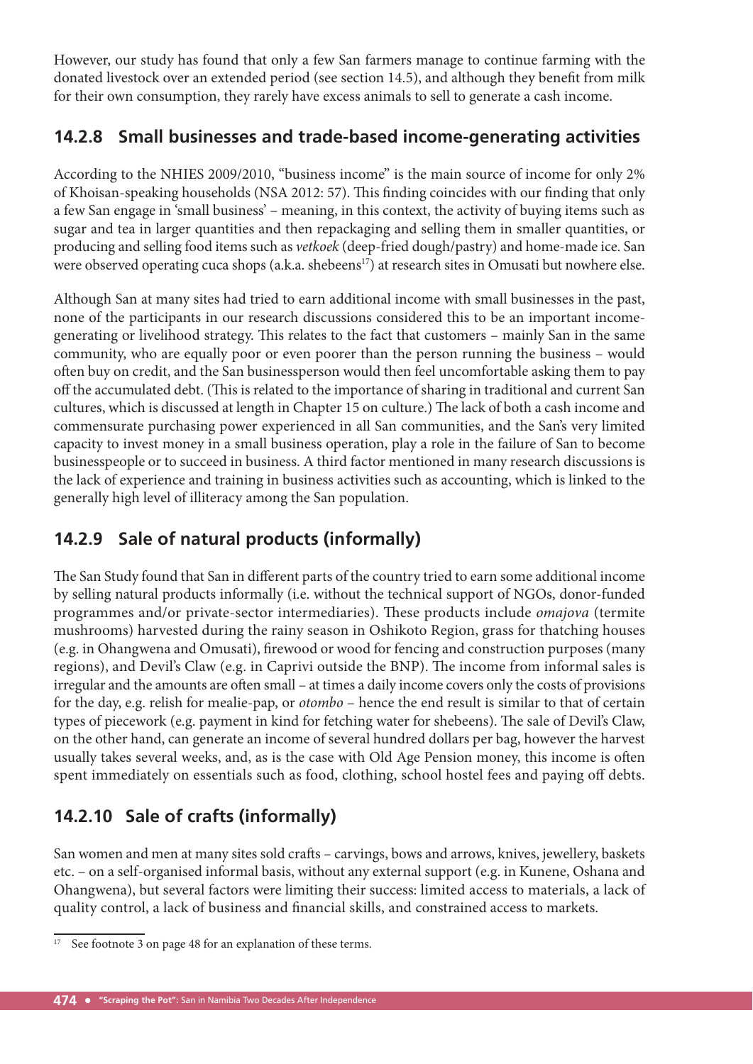However, our study has found that only a few San farmers manage to continue farming with the donated livestock over an extended period (see section 14.5), and although they benefit from milk for their own consumption, they rarely have excess animals to sell to generate a cash income.

### 14.2.8 Small businesses and trade-based income-generating activities

According to the NHIES 2009/2010, "business income" is the main source of income for only 2% of Khoisan-speaking households (NSA 2012: 57). This finding coincides with our finding that only a few San engage in 'small business' – meaning, in this context, the activity of buying items such as sugar and tea in larger quantities and then repackaging and selling them in smaller quantities, or producing and selling food items such as *vetkoek* (deep-fried dough/pastry) and home-made ice. San were observed operating cuca shops (a.k.a. shebeens[17]) at research sites in Omusati but nowhere else.

Although San at many sites had tried to earn additional income with small businesses in the past, none of the participants in our research discussions considered this to be an important income-generating or livelihood strategy. This relates to the fact that customers – mainly San in the same community, who are equally poor or even poorer than the person running the business – would often buy on credit, and the San businessperson would then feel uncomfortable asking them to pay off the accumulated debt. (This is related to the importance of sharing in traditional and current San cultures, which is discussed at length in Chapter 15 on culture.) The lack of both a cash income and commensurate purchasing power experienced in all San communities, and the San's very limited capacity to invest money in a small business operation, play a role in the failure of San to become businesspeople or to succeed in business. A third factor mentioned in many research discussions is the lack of experience and training in business activities such as accounting, which is linked to the generally high level of illiteracy among the San population.

### 14.2.9 Sale of natural products (informally)

The San Study found that San in different parts of the country tried to earn some additional income by selling natural products informally (i.e. without the technical support of NGOs, donor-funded programmes and/or private-sector intermediaries). These products include *omajova* (termite mushrooms) harvested during the rainy season in Oshikoto Region, grass for thatching houses (e.g. in Ohangwena and Omusati), firewood or wood for fencing and construction purposes (many regions), and Devil's Claw (e.g. in Caprivi outside the BNP). The income from informal sales is irregular and the amounts are often small – at times a daily income covers only the costs of provisions for the day, e.g. relish for mealie-pap, or *otombo* – hence the end result is similar to that of certain types of piecework (e.g. payment in kind for fetching water for shebeens). The sale of Devil's Claw, on the other hand, can generate an income of several hundred dollars per bag, however the harvest usually takes several weeks, and, as is the case with Old Age Pension money, this income is often spent immediately on essentials such as food, clothing, school hostel fees and paying off debts.

### 14.2.10 Sale of crafts (informally)

San women and men at many sites sold crafts – carvings, bows and arrows, knives, jewellery, baskets etc. – on a self-organised informal basis, without any external support (e.g. in Kunene, Oshana and Ohangwena), but several factors were limiting their success: limited access to materials, a lack of quality control, a lack of business and financial skills, and constrained access to markets.

---

[17] See footnote 3 on page 48 for an explanation of these terms.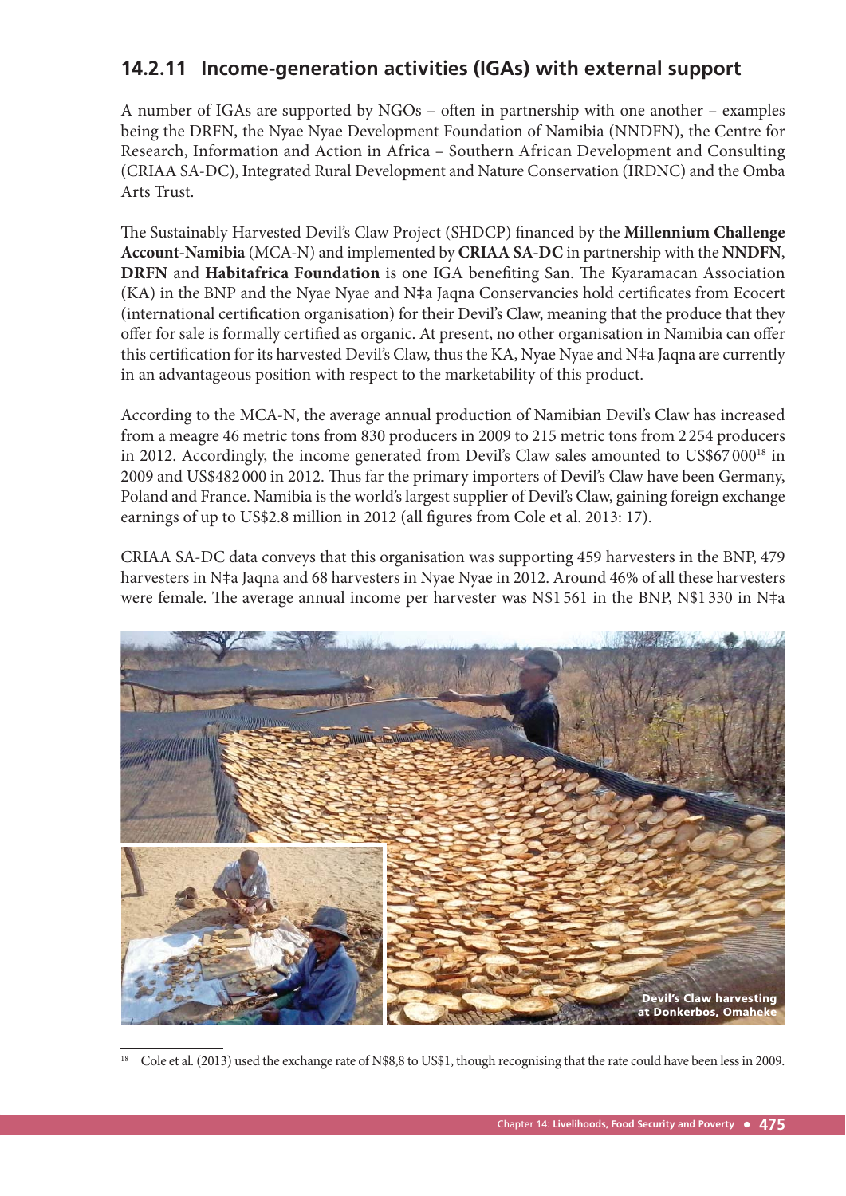## 14.2.11 Income-generation activities (IGAs) with external support

A number of IGAs are supported by NGOs – often in partnership with one another – examples being the DRFN, the Nyae Nyae Development Foundation of Namibia (NNDFN), the Centre for Research, Information and Action in Africa – Southern African Development and Consulting (CRIAA SA-DC), Integrated Rural Development and Nature Conservation (IRDNC) and the Omba Arts Trust.

The Sustainably Harvested Devil's Claw Project (SHDCP) financed by the **Millennium Challenge Account-Namibia** (MCA-N) and implemented by **CRIAA SA-DC** in partnership with the **NNDFN**, **DRFN** and **Habitafrica Foundation** is one IGA benefiting San. The Kyaramacan Association (KA) in the BNP and the Nyae Nyae and N‡a Jaqna Conservancies hold certificates from Ecocert (international certification organisation) for their Devil's Claw, meaning that the produce that they offer for sale is formally certified as organic. At present, no other organisation in Namibia can offer this certification for its harvested Devil's Claw, thus the KA, Nyae Nyae and N‡a Jaqna are currently in an advantageous position with respect to the marketability of this product.

According to the MCA-N, the average annual production of Namibian Devil's Claw has increased from a meagre 46 metric tons from 830 producers in 2009 to 215 metric tons from 2 254 producers in 2012. Accordingly, the income generated from Devil's Claw sales amounted to US$67 000[18] in 2009 and US$482 000 in 2012. Thus far the primary importers of Devil's Claw have been Germany, Poland and France. Namibia is the world's largest supplier of Devil's Claw, gaining foreign exchange earnings of up to US$2.8 million in 2012 (all figures from Cole et al. 2013: 17).

CRIAA SA-DC data conveys that this organisation was supporting 459 harvesters in the BNP, 479 harvesters in N‡a Jaqna and 68 harvesters in Nyae Nyae in 2012. Around 46% of all these harvesters were female. The average annual income per harvester was N$1 561 in the BNP, N$1 330 in N‡a

Devil's Claw harvesting at Donkerbos, Omaheke

[18] Cole et al. (2013) used the exchange rate of N$8,8 to US$1, though recognising that the rate could have been less in 2009.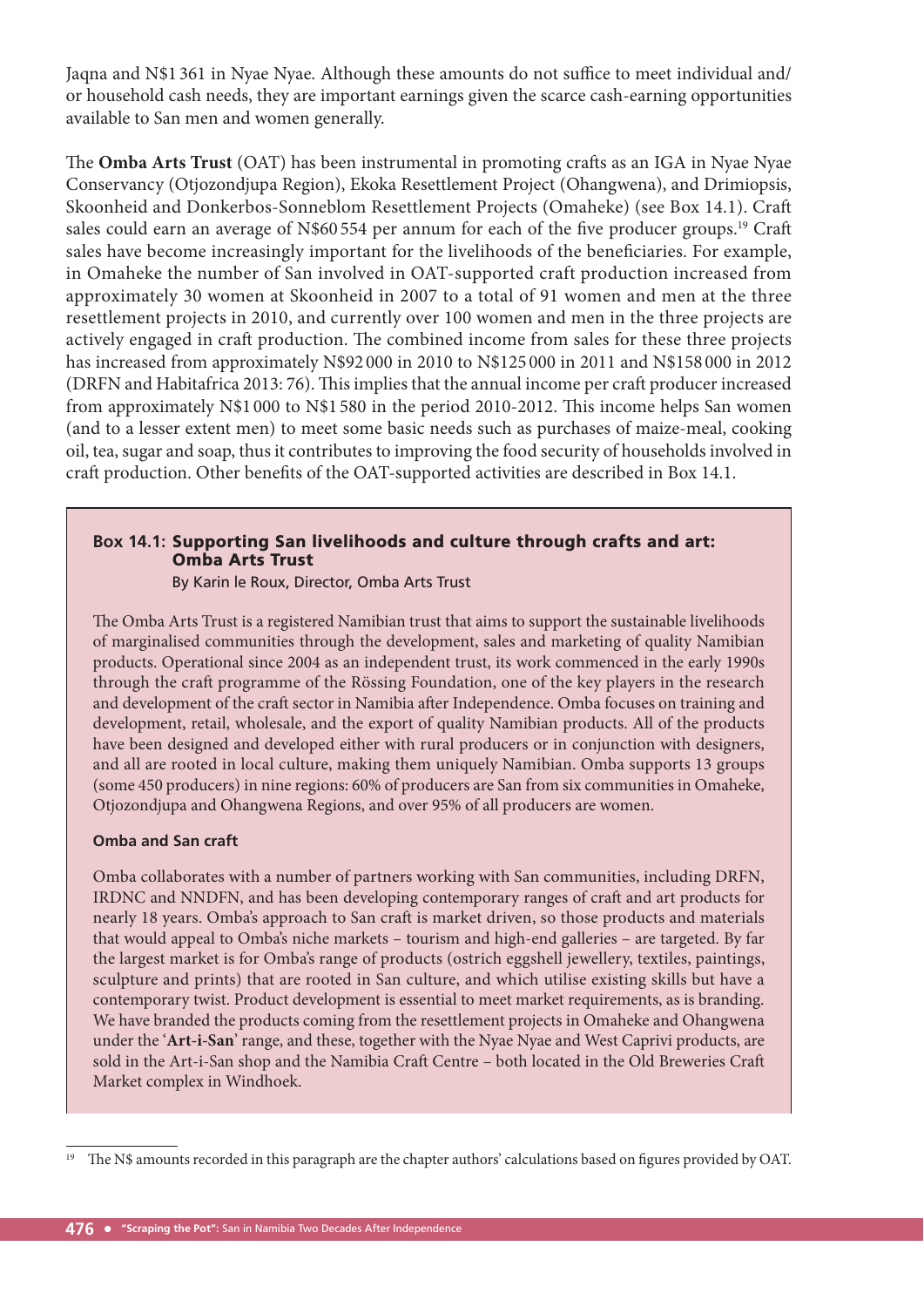Jaqna and N$1 361 in Nyae Nyae. Although these amounts do not suffice to meet individual and/or household cash needs, they are important earnings given the scarce cash-earning opportunities available to San men and women generally.

The **Omba Arts Trust** (OAT) has been instrumental in promoting crafts as an IGA in Nyae Nyae Conservancy (Otjozondjupa Region), Ekoka Resettlement Project (Ohangwena), and Drimiopsis, Skoonheid and Donkerbos-Sonneblom Resettlement Projects (Omaheke) (see Box 14.1). Craft sales could earn an average of N$60 554 per annum for each of the five producer groups.[19] Craft sales have become increasingly important for the livelihoods of the beneficiaries. For example, in Omaheke the number of San involved in OAT-supported craft production increased from approximately 30 women at Skoonheid in 2007 to a total of 91 women and men at the three resettlement projects in 2010, and currently over 100 women and men in the three projects are actively engaged in craft production. The combined income from sales for these three projects has increased from approximately N$92 000 in 2010 to N$125 000 in 2011 and N$158 000 in 2012 (DRFN and Habitafrica 2013: 76). This implies that the annual income per craft producer increased from approximately N$1 000 to N$1 580 in the period 2010-2012. This income helps San women (and to a lesser extent men) to meet some basic needs such as purchases of maize-meal, cooking oil, tea, sugar and soap, thus it contributes to improving the food security of households involved in craft production. Other benefits of the OAT-supported activities are described in Box 14.1.

> **Box 14.1: Supporting San livelihoods and culture through crafts and art: Omba Arts Trust**
>
> By Karin le Roux, Director, Omba Arts Trust
>
> The Omba Arts Trust is a registered Namibian trust that aims to support the sustainable livelihoods of marginalised communities through the development, sales and marketing of quality Namibian products. Operational since 2004 as an independent trust, its work commenced in the early 1990s through the craft programme of the Rössing Foundation, one of the key players in the research and development of the craft sector in Namibia after Independence. Omba focuses on training and development, retail, wholesale, and the export of quality Namibian products. All of the products have been designed and developed either with rural producers or in conjunction with designers, and all are rooted in local culture, making them uniquely Namibian. Omba supports 13 groups (some 450 producers) in nine regions: 60% of producers are San from six communities in Omaheke, Otjozondjupa and Ohangwena Regions, and over 95% of all producers are women.
>
> **Omba and San craft**
>
> Omba collaborates with a number of partners working with San communities, including DRFN, IRDNC and NNDFN, and has been developing contemporary ranges of craft and art products for nearly 18 years. Omba's approach to San craft is market driven, so those products and materials that would appeal to Omba's niche markets – tourism and high-end galleries – are targeted. By far the largest market is for Omba's range of products (ostrich eggshell jewellery, textiles, paintings, sculpture and prints) that are rooted in San culture, and which utilise existing skills but have a contemporary twist. Product development is essential to meet market requirements, as is branding. We have branded the products coming from the resettlement projects in Omaheke and Ohangwena under the '**Art-i-San**' range, and these, together with the Nyae Nyae and West Caprivi products, are sold in the Art-i-San shop and the Namibia Craft Centre – both located in the Old Breweries Craft Market complex in Windhoek.

[19] The N$ amounts recorded in this paragraph are the chapter authors' calculations based on figures provided by OAT.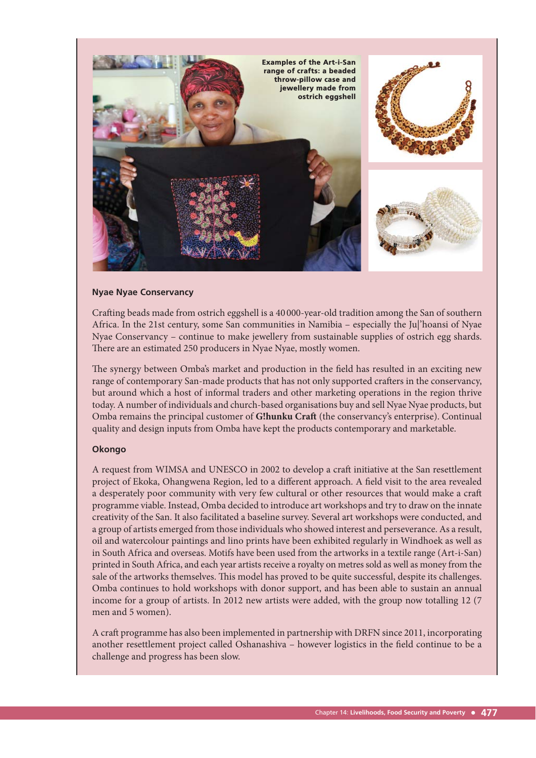Examples of the Art-i-San range of crafts: a beaded throw-pillow case and jewellery made from ostrich eggshell

### Nyae Nyae Conservancy

Crafting beads made from ostrich eggshell is a 40 000-year-old tradition among the San of southern Africa. In the 21st century, some San communities in Namibia – especially the Ju|'hoansi of Nyae Nyae Conservancy – continue to make jewellery from sustainable supplies of ostrich egg shards. There are an estimated 250 producers in Nyae Nyae, mostly women.

The synergy between Omba's market and production in the field has resulted in an exciting new range of contemporary San-made products that has not only supported crafters in the conservancy, but around which a host of informal traders and other marketing operations in the region thrive today. A number of individuals and church-based organisations buy and sell Nyae Nyae products, but Omba remains the principal customer of **G!hunku Craft** (the conservancy's enterprise). Continual quality and design inputs from Omba have kept the products contemporary and marketable.

### Okongo

A request from WIMSA and UNESCO in 2002 to develop a craft initiative at the San resettlement project of Ekoka, Ohangwena Region, led to a different approach. A field visit to the area revealed a desperately poor community with very few cultural or other resources that would make a craft programme viable. Instead, Omba decided to introduce art workshops and try to draw on the innate creativity of the San. It also facilitated a baseline survey. Several art workshops were conducted, and a group of artists emerged from those individuals who showed interest and perseverance. As a result, oil and watercolour paintings and lino prints have been exhibited regularly in Windhoek as well as in South Africa and overseas. Motifs have been used from the artworks in a textile range (Art-i-San) printed in South Africa, and each year artists receive a royalty on metres sold as well as money from the sale of the artworks themselves. This model has proved to be quite successful, despite its challenges. Omba continues to hold workshops with donor support, and has been able to sustain an annual income for a group of artists. In 2012 new artists were added, with the group now totalling 12 (7 men and 5 women).

A craft programme has also been implemented in partnership with DRFN since 2011, incorporating another resettlement project called Oshanashiva – however logistics in the field continue to be a challenge and progress has been slow.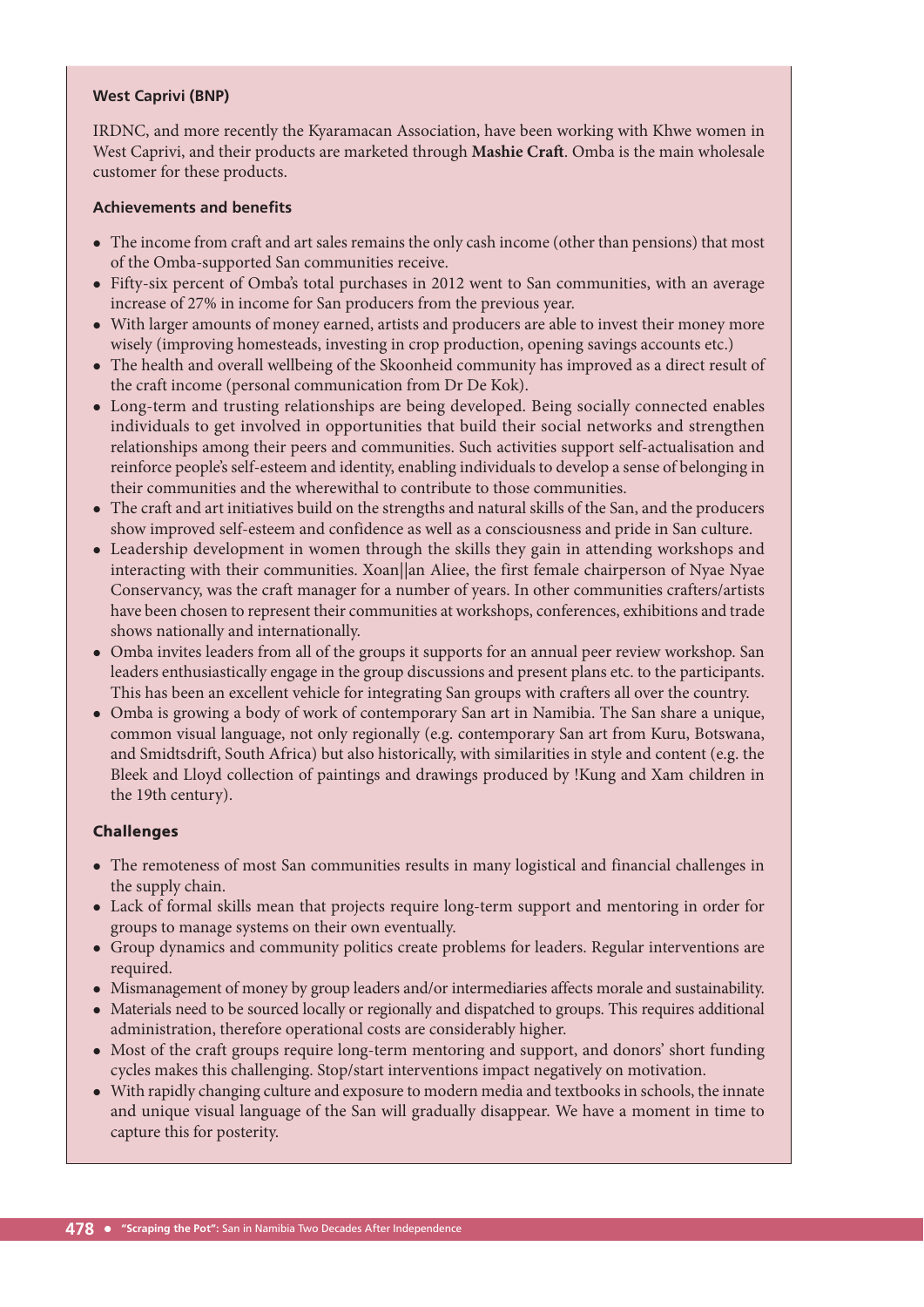### West Caprivi (BNP)

IRDNC, and more recently the Kyaramacan Association, have been working with Khwe women in West Caprivi, and their products are marketed through **Mashie Craft**. Omba is the main wholesale customer for these products.

### Achievements and benefits

- The income from craft and art sales remains the only cash income (other than pensions) that most of the Omba-supported San communities receive.
- Fifty-six percent of Omba's total purchases in 2012 went to San communities, with an average increase of 27% in income for San producers from the previous year.
- With larger amounts of money earned, artists and producers are able to invest their money more wisely (improving homesteads, investing in crop production, opening savings accounts etc.)
- The health and overall wellbeing of the Skoonheid community has improved as a direct result of the craft income (personal communication from Dr De Kok).
- Long-term and trusting relationships are being developed. Being socially connected enables individuals to get involved in opportunities that build their social networks and strengthen relationships among their peers and communities. Such activities support self-actualisation and reinforce people's self-esteem and identity, enabling individuals to develop a sense of belonging in their communities and the wherewithal to contribute to those communities.
- The craft and art initiatives build on the strengths and natural skills of the San, and the producers show improved self-esteem and confidence as well as a consciousness and pride in San culture.
- Leadership development in women through the skills they gain in attending workshops and interacting with their communities. Xoan||an Aliee, the first female chairperson of Nyae Nyae Conservancy, was the craft manager for a number of years. In other communities crafters/artists have been chosen to represent their communities at workshops, conferences, exhibitions and trade shows nationally and internationally.
- Omba invites leaders from all of the groups it supports for an annual peer review workshop. San leaders enthusiastically engage in the group discussions and present plans etc. to the participants. This has been an excellent vehicle for integrating San groups with crafters all over the country.
- Omba is growing a body of work of contemporary San art in Namibia. The San share a unique, common visual language, not only regionally (e.g. contemporary San art from Kuru, Botswana, and Smidtsdrift, South Africa) but also historically, with similarities in style and content (e.g. the Bleek and Lloyd collection of paintings and drawings produced by !Kung and Xam children in the 19th century).

### Challenges

- The remoteness of most San communities results in many logistical and financial challenges in the supply chain.
- Lack of formal skills mean that projects require long-term support and mentoring in order for groups to manage systems on their own eventually.
- Group dynamics and community politics create problems for leaders. Regular interventions are required.
- Mismanagement of money by group leaders and/or intermediaries affects morale and sustainability.
- Materials need to be sourced locally or regionally and dispatched to groups. This requires additional administration, therefore operational costs are considerably higher.
- Most of the craft groups require long-term mentoring and support, and donors' short funding cycles makes this challenging. Stop/start interventions impact negatively on motivation.
- With rapidly changing culture and exposure to modern media and textbooks in schools, the innate and unique visual language of the San will gradually disappear. We have a moment in time to capture this for posterity.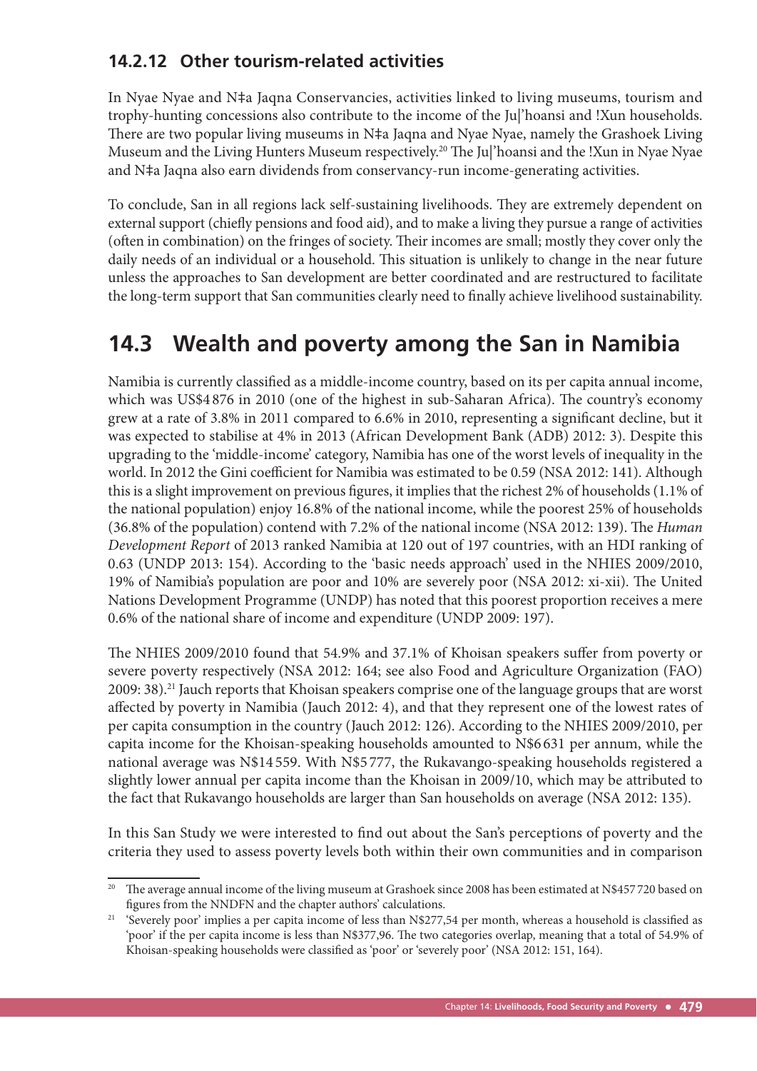### 14.2.12 Other tourism-related activities

In Nyae Nyae and N‡a Jaqna Conservancies, activities linked to living museums, tourism and trophy-hunting concessions also contribute to the income of the Ju|'hoansi and !Xun households. There are two popular living museums in N‡a Jaqna and Nyae Nyae, namely the Grashoek Living Museum and the Living Hunters Museum respectively.[20] The Ju|'hoansi and the !Xun in Nyae Nyae and N‡a Jaqna also earn dividends from conservancy-run income-generating activities.

To conclude, San in all regions lack self-sustaining livelihoods. They are extremely dependent on external support (chiefly pensions and food aid), and to make a living they pursue a range of activities (often in combination) on the fringes of society. Their incomes are small; mostly they cover only the daily needs of an individual or a household. This situation is unlikely to change in the near future unless the approaches to San development are better coordinated and are restructured to facilitate the long-term support that San communities clearly need to finally achieve livelihood sustainability.

## 14.3 Wealth and poverty among the San in Namibia

Namibia is currently classified as a middle-income country, based on its per capita annual income, which was US$4 876 in 2010 (one of the highest in sub-Saharan Africa). The country's economy grew at a rate of 3.8% in 2011 compared to 6.6% in 2010, representing a significant decline, but it was expected to stabilise at 4% in 2013 (African Development Bank (ADB) 2012: 3). Despite this upgrading to the 'middle-income' category, Namibia has one of the worst levels of inequality in the world. In 2012 the Gini coefficient for Namibia was estimated to be 0.59 (NSA 2012: 141). Although this is a slight improvement on previous figures, it implies that the richest 2% of households (1.1% of the national population) enjoy 16.8% of the national income, while the poorest 25% of households (36.8% of the population) contend with 7.2% of the national income (NSA 2012: 139). The *Human Development Report* of 2013 ranked Namibia at 120 out of 197 countries, with an HDI ranking of 0.63 (UNDP 2013: 154). According to the 'basic needs approach' used in the NHIES 2009/2010, 19% of Namibia's population are poor and 10% are severely poor (NSA 2012: xi-xii). The United Nations Development Programme (UNDP) has noted that this poorest proportion receives a mere 0.6% of the national share of income and expenditure (UNDP 2009: 197).

The NHIES 2009/2010 found that 54.9% and 37.1% of Khoisan speakers suffer from poverty or severe poverty respectively (NSA 2012: 164; see also Food and Agriculture Organization (FAO) 2009: 38).[21] Jauch reports that Khoisan speakers comprise one of the language groups that are worst affected by poverty in Namibia (Jauch 2012: 4), and that they represent one of the lowest rates of per capita consumption in the country (Jauch 2012: 126). According to the NHIES 2009/2010, per capita income for the Khoisan-speaking households amounted to N$6 631 per annum, while the national average was N$14 559. With N$5 777, the Rukavango-speaking households registered a slightly lower annual per capita income than the Khoisan in 2009/10, which may be attributed to the fact that Rukavango households are larger than San households on average (NSA 2012: 135).

In this San Study we were interested to find out about the San's perceptions of poverty and the criteria they used to assess poverty levels both within their own communities and in comparison

---

[20] The average annual income of the living museum at Grashoek since 2008 has been estimated at N$457 720 based on figures from the NNDFN and the chapter authors' calculations.

[21] 'Severely poor' implies a per capita income of less than N$277,54 per month, whereas a household is classified as 'poor' if the per capita income is less than N$377,96. The two categories overlap, meaning that a total of 54.9% of Khoisan-speaking households were classified as 'poor' or 'severely poor' (NSA 2012: 151, 164).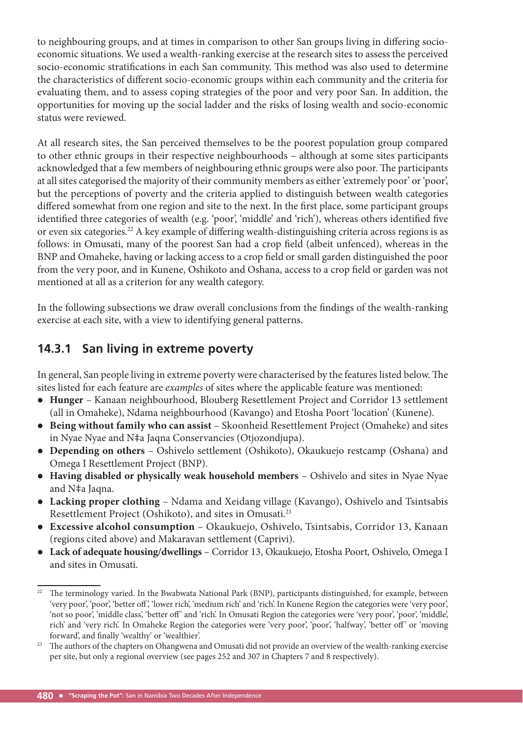to neighbouring groups, and at times in comparison to other San groups living in differing socio-economic situations. We used a wealth-ranking exercise at the research sites to assess the perceived socio-economic stratifications in each San community. This method was also used to determine the characteristics of different socio-economic groups within each community and the criteria for evaluating them, and to assess coping strategies of the poor and very poor San. In addition, the opportunities for moving up the social ladder and the risks of losing wealth and socio-economic status were reviewed.

At all research sites, the San perceived themselves to be the poorest population group compared to other ethnic groups in their respective neighbourhoods – although at some sites participants acknowledged that a few members of neighbouring ethnic groups were also poor. The participants at all sites categorised the majority of their community members as either 'extremely poor' or 'poor', but the perceptions of poverty and the criteria applied to distinguish between wealth categories differed somewhat from one region and site to the next. In the first place, some participant groups identified three categories of wealth (e.g. 'poor', 'middle' and 'rich'), whereas others identified five or even six categories.[22] A key example of differing wealth-distinguishing criteria across regions is as follows: in Omusati, many of the poorest San had a crop field (albeit unfenced), whereas in the BNP and Omaheke, having or lacking access to a crop field or small garden distinguished the poor from the very poor, and in Kunene, Oshikoto and Oshana, access to a crop field or garden was not mentioned at all as a criterion for any wealth category.

In the following subsections we draw overall conclusions from the findings of the wealth-ranking exercise at each site, with a view to identifying general patterns.

### 14.3.1 San living in extreme poverty

In general, San people living in extreme poverty were characterised by the features listed below. The sites listed for each feature are *examples* of sites where the applicable feature was mentioned:

- **Hunger** – Kanaan neighbourhood, Blouberg Resettlement Project and Corridor 13 settlement (all in Omaheke), Ndama neighbourhood (Kavango) and Etosha Poort 'location' (Kunene).
- **Being without family who can assist** – Skoonheid Resettlement Project (Omaheke) and sites in Nyae Nyae and N‡a Jaqna Conservancies (Otjozondjupa).
- **Depending on others** – Oshivelo settlement (Oshikoto), Okaukuejo restcamp (Oshana) and Omega I Resettlement Project (BNP).
- **Having disabled or physically weak household members** – Oshivelo and sites in Nyae Nyae and N‡a Jaqna.
- **Lacking proper clothing** – Ndama and Xeidang village (Kavango), Oshivelo and Tsintsabis Resettlement Project (Oshikoto), and sites in Omusati.[23]
- **Excessive alcohol consumption** – Okaukuejo, Oshivelo, Tsintsabis, Corridor 13, Kanaan (regions cited above) and Makaravan settlement (Caprivi).
- **Lack of adequate housing/dwellings** – Corridor 13, Okaukuejo, Etosha Poort, Oshivelo, Omega I and sites in Omusati.

---

[22] The terminology varied. In the Bwabwata National Park (BNP), participants distinguished, for example, between 'very poor', 'poor', 'better off', 'lower rich', 'medium rich' and 'rich'. In Kunene Region the categories were 'very poor', 'not so poor', 'middle class', 'better off' and 'rich'. In Omusati Region the categories were 'very poor', 'poor', 'middle', rich' and 'very rich'. In Omaheke Region the categories were 'very poor', 'poor', 'halfway', 'better off' or 'moving forward', and finally 'wealthy' or 'wealthier'.

[23] The authors of the chapters on Ohangwena and Omusati did not provide an overview of the wealth-ranking exercise per site, but only a regional overview (see pages 252 and 307 in Chapters 7 and 8 respectively).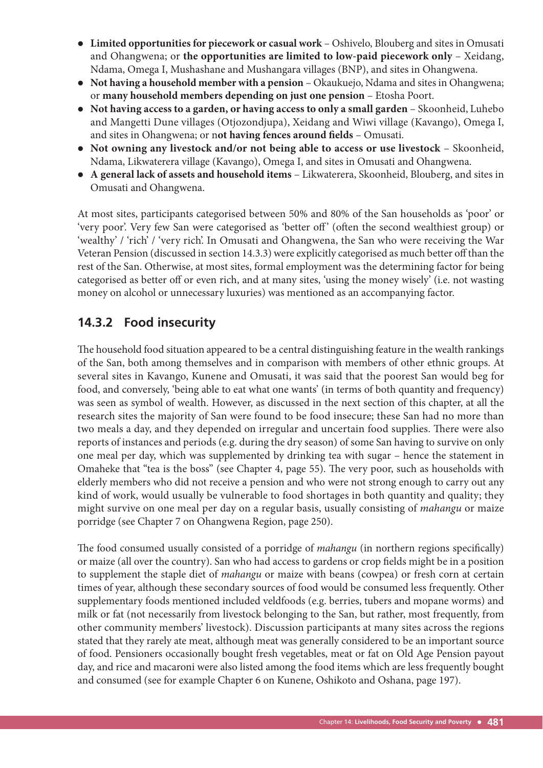- **Limited opportunities for piecework or casual work** – Oshivelo, Blouberg and sites in Omusati and Ohangwena; or **the opportunities are limited to low-paid piecework only** – Xeidang, Ndama, Omega I, Mushashane and Mushangara villages (BNP), and sites in Ohangwena.
- **Not having a household member with a pension** – Okaukuejo, Ndama and sites in Ohangwena; or **many household members depending on just one pension** – Etosha Poort.
- **Not having access to a garden, or having access to only a small garden** – Skoonheid, Luhebo and Mangetti Dune villages (Otjozondjupa), Xeidang and Wiwi village (Kavango), Omega I, and sites in Ohangwena; or n**ot having fences around fields** – Omusati.
- **Not owning any livestock and/or not being able to access or use livestock** – Skoonheid, Ndama, Likwaterera village (Kavango), Omega I, and sites in Omusati and Ohangwena.
- **A general lack of assets and household items** – Likwaterera, Skoonheid, Blouberg, and sites in Omusati and Ohangwena.

At most sites, participants categorised between 50% and 80% of the San households as 'poor' or 'very poor'. Very few San were categorised as 'better off' (often the second wealthiest group) or 'wealthy' / 'rich' / 'very rich'. In Omusati and Ohangwena, the San who were receiving the War Veteran Pension (discussed in section 14.3.3) were explicitly categorised as much better off than the rest of the San. Otherwise, at most sites, formal employment was the determining factor for being categorised as better off or even rich, and at many sites, 'using the money wisely' (i.e. not wasting money on alcohol or unnecessary luxuries) was mentioned as an accompanying factor.

### 14.3.2 Food insecurity

The household food situation appeared to be a central distinguishing feature in the wealth rankings of the San, both among themselves and in comparison with members of other ethnic groups. At several sites in Kavango, Kunene and Omusati, it was said that the poorest San would beg for food, and conversely, 'being able to eat what one wants' (in terms of both quantity and frequency) was seen as symbol of wealth. However, as discussed in the next section of this chapter, at all the research sites the majority of San were found to be food insecure; these San had no more than two meals a day, and they depended on irregular and uncertain food supplies. There were also reports of instances and periods (e.g. during the dry season) of some San having to survive on only one meal per day, which was supplemented by drinking tea with sugar – hence the statement in Omaheke that "tea is the boss" (see Chapter 4, page 55). The very poor, such as households with elderly members who did not receive a pension and who were not strong enough to carry out any kind of work, would usually be vulnerable to food shortages in both quantity and quality; they might survive on one meal per day on a regular basis, usually consisting of *mahangu* or maize porridge (see Chapter 7 on Ohangwena Region, page 250).

The food consumed usually consisted of a porridge of *mahangu* (in northern regions specifically) or maize (all over the country). San who had access to gardens or crop fields might be in a position to supplement the staple diet of *mahangu* or maize with beans (cowpea) or fresh corn at certain times of year, although these secondary sources of food would be consumed less frequently. Other supplementary foods mentioned included veldfoods (e.g. berries, tubers and mopane worms) and milk or fat (not necessarily from livestock belonging to the San, but rather, most frequently, from other community members' livestock). Discussion participants at many sites across the regions stated that they rarely ate meat, although meat was generally considered to be an important source of food. Pensioners occasionally bought fresh vegetables, meat or fat on Old Age Pension payout day, and rice and macaroni were also listed among the food items which are less frequently bought and consumed (see for example Chapter 6 on Kunene, Oshikoto and Oshana, page 197).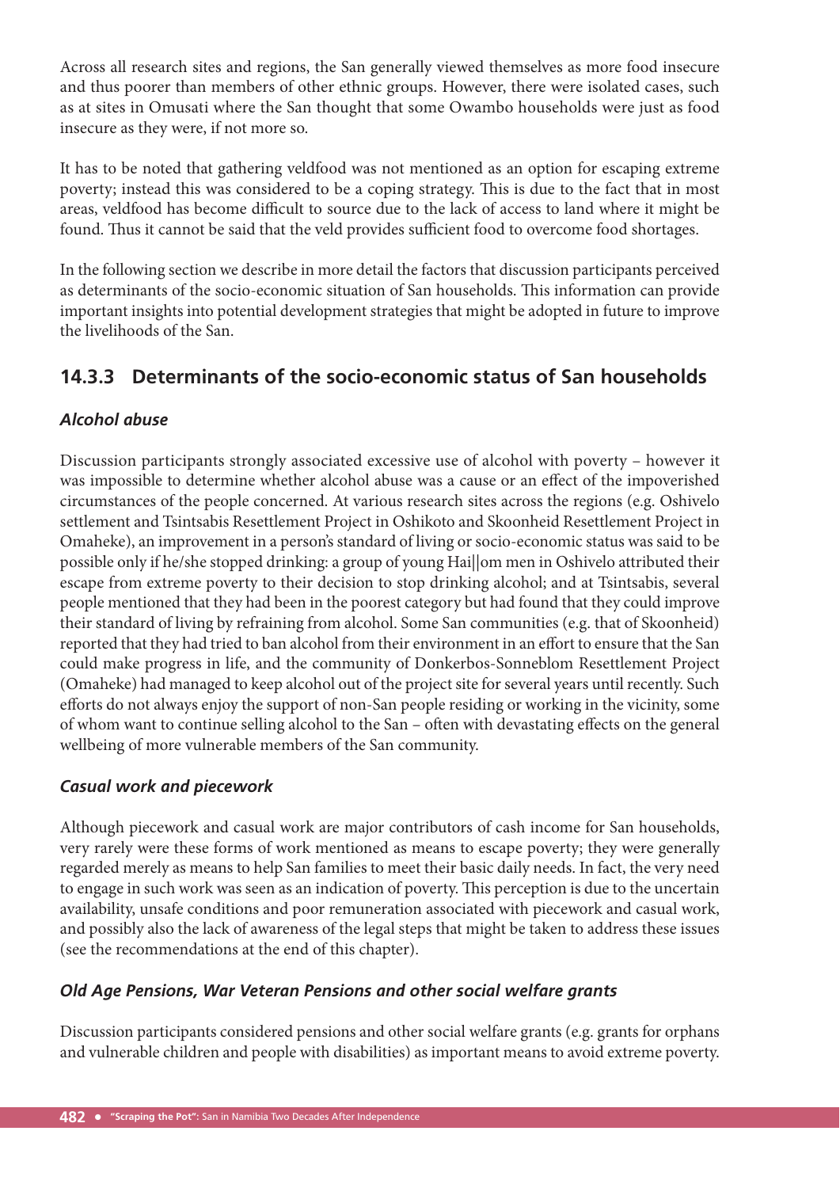Across all research sites and regions, the San generally viewed themselves as more food insecure and thus poorer than members of other ethnic groups. However, there were isolated cases, such as at sites in Omusati where the San thought that some Owambo households were just as food insecure as they were, if not more so.

It has to be noted that gathering veldfood was not mentioned as an option for escaping extreme poverty; instead this was considered to be a coping strategy. This is due to the fact that in most areas, veldfood has become difficult to source due to the lack of access to land where it might be found. Thus it cannot be said that the veld provides sufficient food to overcome food shortages.

In the following section we describe in more detail the factors that discussion participants perceived as determinants of the socio-economic situation of San households. This information can provide important insights into potential development strategies that might be adopted in future to improve the livelihoods of the San.

### 14.3.3 Determinants of the socio-economic status of San households

#### *Alcohol abuse*

Discussion participants strongly associated excessive use of alcohol with poverty – however it was impossible to determine whether alcohol abuse was a cause or an effect of the impoverished circumstances of the people concerned. At various research sites across the regions (e.g. Oshivelo settlement and Tsintsabis Resettlement Project in Oshikoto and Skoonheid Resettlement Project in Omaheke), an improvement in a person's standard of living or socio-economic status was said to be possible only if he/she stopped drinking: a group of young Hai||om men in Oshivelo attributed their escape from extreme poverty to their decision to stop drinking alcohol; and at Tsintsabis, several people mentioned that they had been in the poorest category but had found that they could improve their standard of living by refraining from alcohol. Some San communities (e.g. that of Skoonheid) reported that they had tried to ban alcohol from their environment in an effort to ensure that the San could make progress in life, and the community of Donkerbos-Sonneblom Resettlement Project (Omaheke) had managed to keep alcohol out of the project site for several years until recently. Such efforts do not always enjoy the support of non-San people residing or working in the vicinity, some of whom want to continue selling alcohol to the San – often with devastating effects on the general wellbeing of more vulnerable members of the San community.

#### *Casual work and piecework*

Although piecework and casual work are major contributors of cash income for San households, very rarely were these forms of work mentioned as means to escape poverty; they were generally regarded merely as means to help San families to meet their basic daily needs. In fact, the very need to engage in such work was seen as an indication of poverty. This perception is due to the uncertain availability, unsafe conditions and poor remuneration associated with piecework and casual work, and possibly also the lack of awareness of the legal steps that might be taken to address these issues (see the recommendations at the end of this chapter).

#### *Old Age Pensions, War Veteran Pensions and other social welfare grants*

Discussion participants considered pensions and other social welfare grants (e.g. grants for orphans and vulnerable children and people with disabilities) as important means to avoid extreme poverty.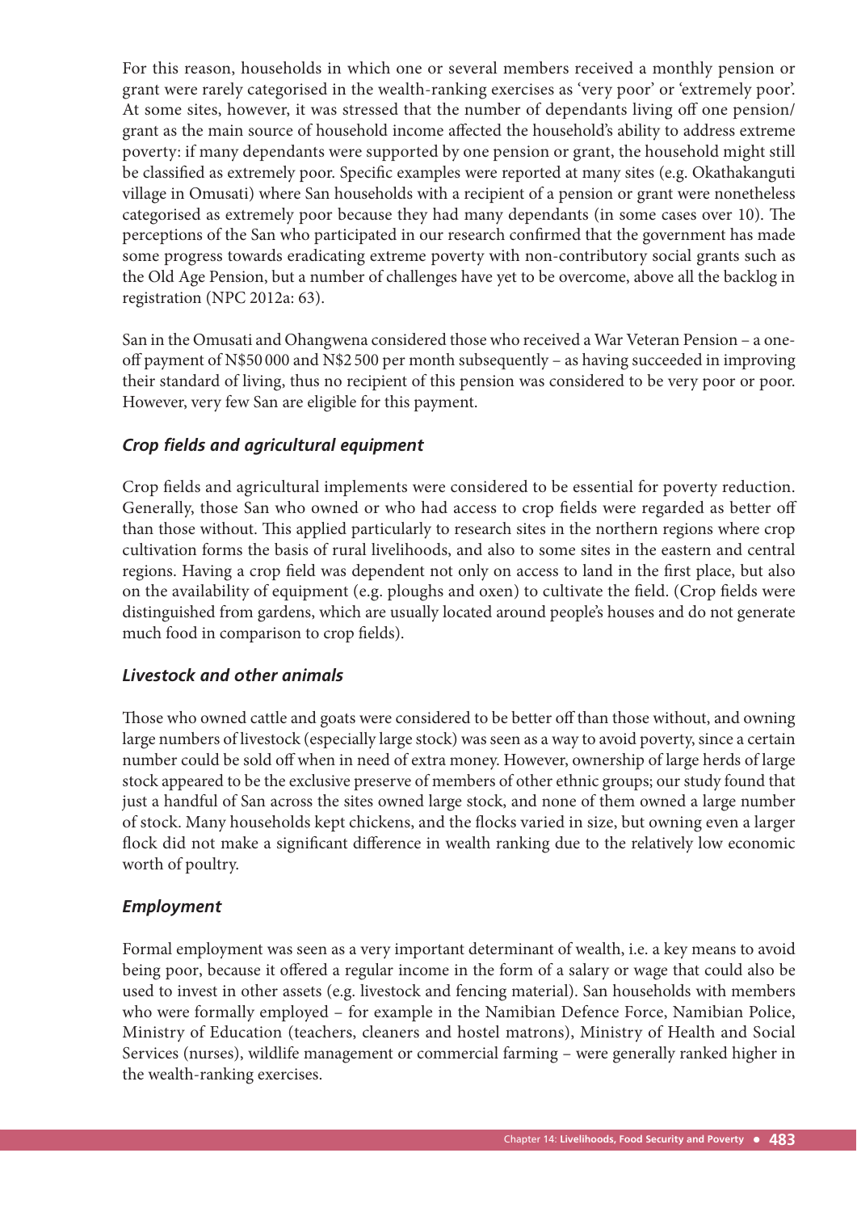For this reason, households in which one or several members received a monthly pension or grant were rarely categorised in the wealth-ranking exercises as 'very poor' or 'extremely poor'. At some sites, however, it was stressed that the number of dependants living off one pension/grant as the main source of household income affected the household's ability to address extreme poverty: if many dependants were supported by one pension or grant, the household might still be classified as extremely poor. Specific examples were reported at many sites (e.g. Okathakanguti village in Omusati) where San households with a recipient of a pension or grant were nonetheless categorised as extremely poor because they had many dependants (in some cases over 10). The perceptions of the San who participated in our research confirmed that the government has made some progress towards eradicating extreme poverty with non-contributory social grants such as the Old Age Pension, but a number of challenges have yet to be overcome, above all the backlog in registration (NPC 2012a: 63).

San in the Omusati and Ohangwena considered those who received a War Veteran Pension – a one-off payment of N$50 000 and N$2 500 per month subsequently – as having succeeded in improving their standard of living, thus no recipient of this pension was considered to be very poor or poor. However, very few San are eligible for this payment.

### *Crop fields and agricultural equipment*

Crop fields and agricultural implements were considered to be essential for poverty reduction. Generally, those San who owned or who had access to crop fields were regarded as better off than those without. This applied particularly to research sites in the northern regions where crop cultivation forms the basis of rural livelihoods, and also to some sites in the eastern and central regions. Having a crop field was dependent not only on access to land in the first place, but also on the availability of equipment (e.g. ploughs and oxen) to cultivate the field. (Crop fields were distinguished from gardens, which are usually located around people's houses and do not generate much food in comparison to crop fields).

### *Livestock and other animals*

Those who owned cattle and goats were considered to be better off than those without, and owning large numbers of livestock (especially large stock) was seen as a way to avoid poverty, since a certain number could be sold off when in need of extra money. However, ownership of large herds of large stock appeared to be the exclusive preserve of members of other ethnic groups; our study found that just a handful of San across the sites owned large stock, and none of them owned a large number of stock. Many households kept chickens, and the flocks varied in size, but owning even a larger flock did not make a significant difference in wealth ranking due to the relatively low economic worth of poultry.

### *Employment*

Formal employment was seen as a very important determinant of wealth, i.e. a key means to avoid being poor, because it offered a regular income in the form of a salary or wage that could also be used to invest in other assets (e.g. livestock and fencing material). San households with members who were formally employed – for example in the Namibian Defence Force, Namibian Police, Ministry of Education (teachers, cleaners and hostel matrons), Ministry of Health and Social Services (nurses), wildlife management or commercial farming – were generally ranked higher in the wealth-ranking exercises.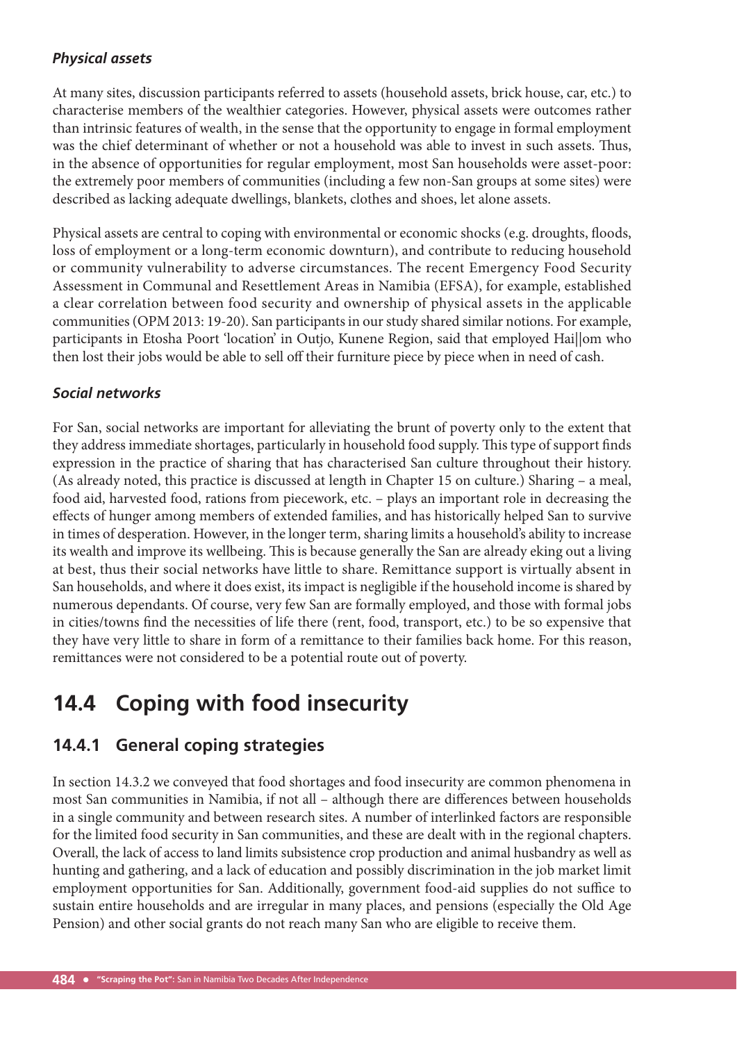### *Physical assets*

At many sites, discussion participants referred to assets (household assets, brick house, car, etc.) to characterise members of the wealthier categories. However, physical assets were outcomes rather than intrinsic features of wealth, in the sense that the opportunity to engage in formal employment was the chief determinant of whether or not a household was able to invest in such assets. Thus, in the absence of opportunities for regular employment, most San households were asset-poor: the extremely poor members of communities (including a few non-San groups at some sites) were described as lacking adequate dwellings, blankets, clothes and shoes, let alone assets.

Physical assets are central to coping with environmental or economic shocks (e.g. droughts, floods, loss of employment or a long-term economic downturn), and contribute to reducing household or community vulnerability to adverse circumstances. The recent Emergency Food Security Assessment in Communal and Resettlement Areas in Namibia (EFSA), for example, established a clear correlation between food security and ownership of physical assets in the applicable communities (OPM 2013: 19-20). San participants in our study shared similar notions. For example, participants in Etosha Poort 'location' in Outjo, Kunene Region, said that employed Hai||om who then lost their jobs would be able to sell off their furniture piece by piece when in need of cash.

### *Social networks*

For San, social networks are important for alleviating the brunt of poverty only to the extent that they address immediate shortages, particularly in household food supply. This type of support finds expression in the practice of sharing that has characterised San culture throughout their history. (As already noted, this practice is discussed at length in Chapter 15 on culture.) Sharing – a meal, food aid, harvested food, rations from piecework, etc. – plays an important role in decreasing the effects of hunger among members of extended families, and has historically helped San to survive in times of desperation. However, in the longer term, sharing limits a household's ability to increase its wealth and improve its wellbeing. This is because generally the San are already eking out a living at best, thus their social networks have little to share. Remittance support is virtually absent in San households, and where it does exist, its impact is negligible if the household income is shared by numerous dependants. Of course, very few San are formally employed, and those with formal jobs in cities/towns find the necessities of life there (rent, food, transport, etc.) to be so expensive that they have very little to share in form of a remittance to their families back home. For this reason, remittances were not considered to be a potential route out of poverty.

## 14.4 Coping with food insecurity

### 14.4.1 General coping strategies

In section 14.3.2 we conveyed that food shortages and food insecurity are common phenomena in most San communities in Namibia, if not all – although there are differences between households in a single community and between research sites. A number of interlinked factors are responsible for the limited food security in San communities, and these are dealt with in the regional chapters. Overall, the lack of access to land limits subsistence crop production and animal husbandry as well as hunting and gathering, and a lack of education and possibly discrimination in the job market limit employment opportunities for San. Additionally, government food-aid supplies do not suffice to sustain entire households and are irregular in many places, and pensions (especially the Old Age Pension) and other social grants do not reach many San who are eligible to receive them.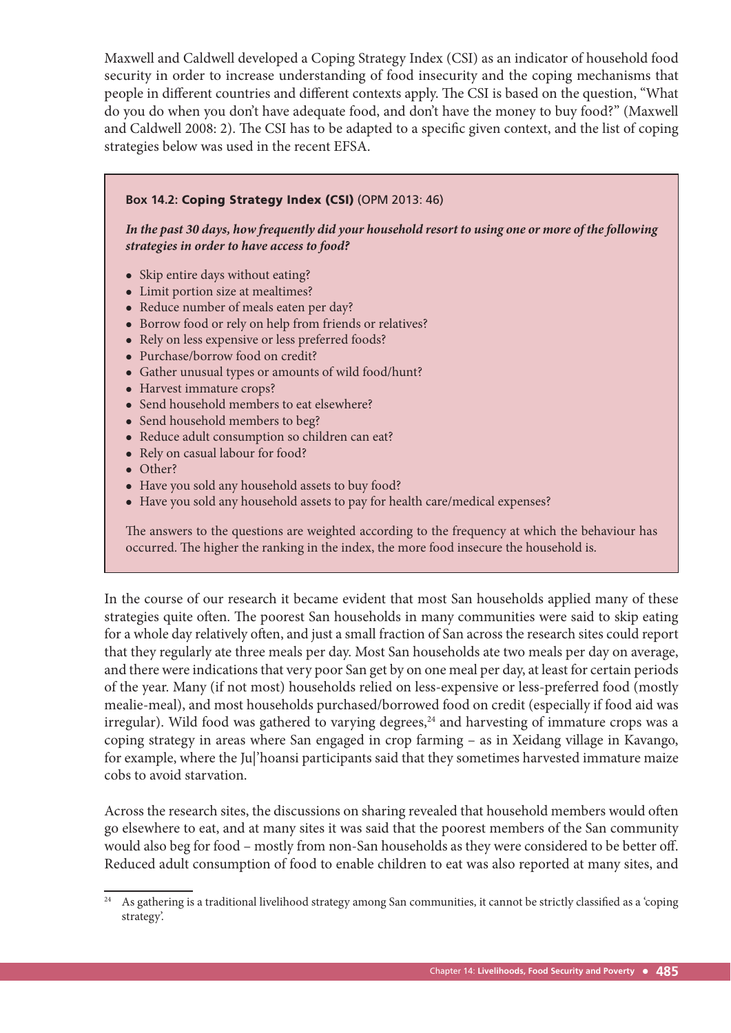Maxwell and Caldwell developed a Coping Strategy Index (CSI) as an indicator of household food security in order to increase understanding of food insecurity and the coping mechanisms that people in different countries and different contexts apply. The CSI is based on the question, "What do you do when you don't have adequate food, and don't have the money to buy food?" (Maxwell and Caldwell 2008: 2). The CSI has to be adapted to a specific given context, and the list of coping strategies below was used in the recent EFSA.

> **Box 14.2: Coping Strategy Index (CSI)** (OPM 2013: 46)
>
> ***In the past 30 days, how frequently did your household resort to using one or more of the following strategies in order to have access to food?***
>
> - Skip entire days without eating?
> - Limit portion size at mealtimes?
> - Reduce number of meals eaten per day?
> - Borrow food or rely on help from friends or relatives?
> - Rely on less expensive or less preferred foods?
> - Purchase/borrow food on credit?
> - Gather unusual types or amounts of wild food/hunt?
> - Harvest immature crops?
> - Send household members to eat elsewhere?
> - Send household members to beg?
> - Reduce adult consumption so children can eat?
> - Rely on casual labour for food?
> - Other?
> - Have you sold any household assets to buy food?
> - Have you sold any household assets to pay for health care/medical expenses?
>
> The answers to the questions are weighted according to the frequency at which the behaviour has occurred. The higher the ranking in the index, the more food insecure the household is.

In the course of our research it became evident that most San households applied many of these strategies quite often. The poorest San households in many communities were said to skip eating for a whole day relatively often, and just a small fraction of San across the research sites could report that they regularly ate three meals per day. Most San households ate two meals per day on average, and there were indications that very poor San get by on one meal per day, at least for certain periods of the year. Many (if not most) households relied on less-expensive or less-preferred food (mostly mealie-meal), and most households purchased/borrowed food on credit (especially if food aid was irregular). Wild food was gathered to varying degrees,[24] and harvesting of immature crops was a coping strategy in areas where San engaged in crop farming – as in Xeidang village in Kavango, for example, where the Ju|'hoansi participants said that they sometimes harvested immature maize cobs to avoid starvation.

Across the research sites, the discussions on sharing revealed that household members would often go elsewhere to eat, and at many sites it was said that the poorest members of the San community would also beg for food – mostly from non-San households as they were considered to be better off. Reduced adult consumption of food to enable children to eat was also reported at many sites, and

[24] As gathering is a traditional livelihood strategy among San communities, it cannot be strictly classified as a 'coping strategy'.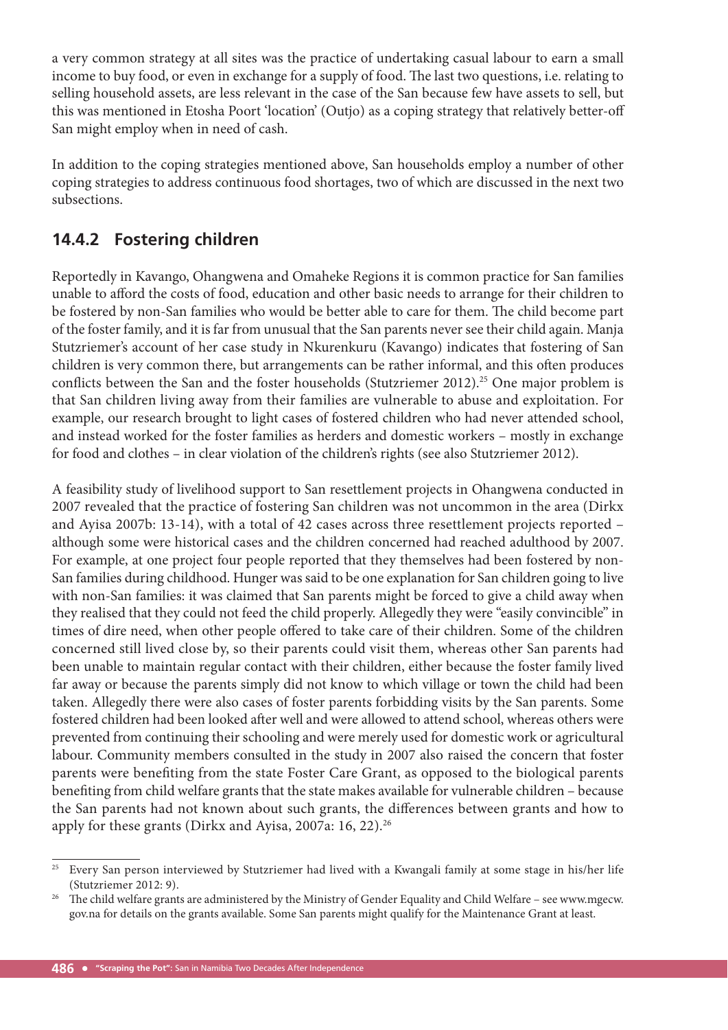a very common strategy at all sites was the practice of undertaking casual labour to earn a small income to buy food, or even in exchange for a supply of food. The last two questions, i.e. relating to selling household assets, are less relevant in the case of the San because few have assets to sell, but this was mentioned in Etosha Poort 'location' (Outjo) as a coping strategy that relatively better-off San might employ when in need of cash.

In addition to the coping strategies mentioned above, San households employ a number of other coping strategies to address continuous food shortages, two of which are discussed in the next two subsections.

### 14.4.2 Fostering children

Reportedly in Kavango, Ohangwena and Omaheke Regions it is common practice for San families unable to afford the costs of food, education and other basic needs to arrange for their children to be fostered by non-San families who would be better able to care for them. The child become part of the foster family, and it is far from unusual that the San parents never see their child again. Manja Stutzriemer's account of her case study in Nkurenkuru (Kavango) indicates that fostering of San children is very common there, but arrangements can be rather informal, and this often produces conflicts between the San and the foster households (Stutzriemer 2012).[25] One major problem is that San children living away from their families are vulnerable to abuse and exploitation. For example, our research brought to light cases of fostered children who had never attended school, and instead worked for the foster families as herders and domestic workers – mostly in exchange for food and clothes – in clear violation of the children's rights (see also Stutzriemer 2012).

A feasibility study of livelihood support to San resettlement projects in Ohangwena conducted in 2007 revealed that the practice of fostering San children was not uncommon in the area (Dirkx and Ayisa 2007b: 13-14), with a total of 42 cases across three resettlement projects reported – although some were historical cases and the children concerned had reached adulthood by 2007. For example, at one project four people reported that they themselves had been fostered by non-San families during childhood. Hunger was said to be one explanation for San children going to live with non-San families: it was claimed that San parents might be forced to give a child away when they realised that they could not feed the child properly. Allegedly they were "easily convincible" in times of dire need, when other people offered to take care of their children. Some of the children concerned still lived close by, so their parents could visit them, whereas other San parents had been unable to maintain regular contact with their children, either because the foster family lived far away or because the parents simply did not know to which village or town the child had been taken. Allegedly there were also cases of foster parents forbidding visits by the San parents. Some fostered children had been looked after well and were allowed to attend school, whereas others were prevented from continuing their schooling and were merely used for domestic work or agricultural labour. Community members consulted in the study in 2007 also raised the concern that foster parents were benefiting from the state Foster Care Grant, as opposed to the biological parents benefiting from child welfare grants that the state makes available for vulnerable children – because the San parents had not known about such grants, the differences between grants and how to apply for these grants (Dirkx and Ayisa, 2007a: 16, 22).[26]

---

[25] Every San person interviewed by Stutzriemer had lived with a Kwangali family at some stage in his/her life (Stutzriemer 2012: 9).

[26] The child welfare grants are administered by the Ministry of Gender Equality and Child Welfare – see www.mgecw.gov.na for details on the grants available. Some San parents might qualify for the Maintenance Grant at least.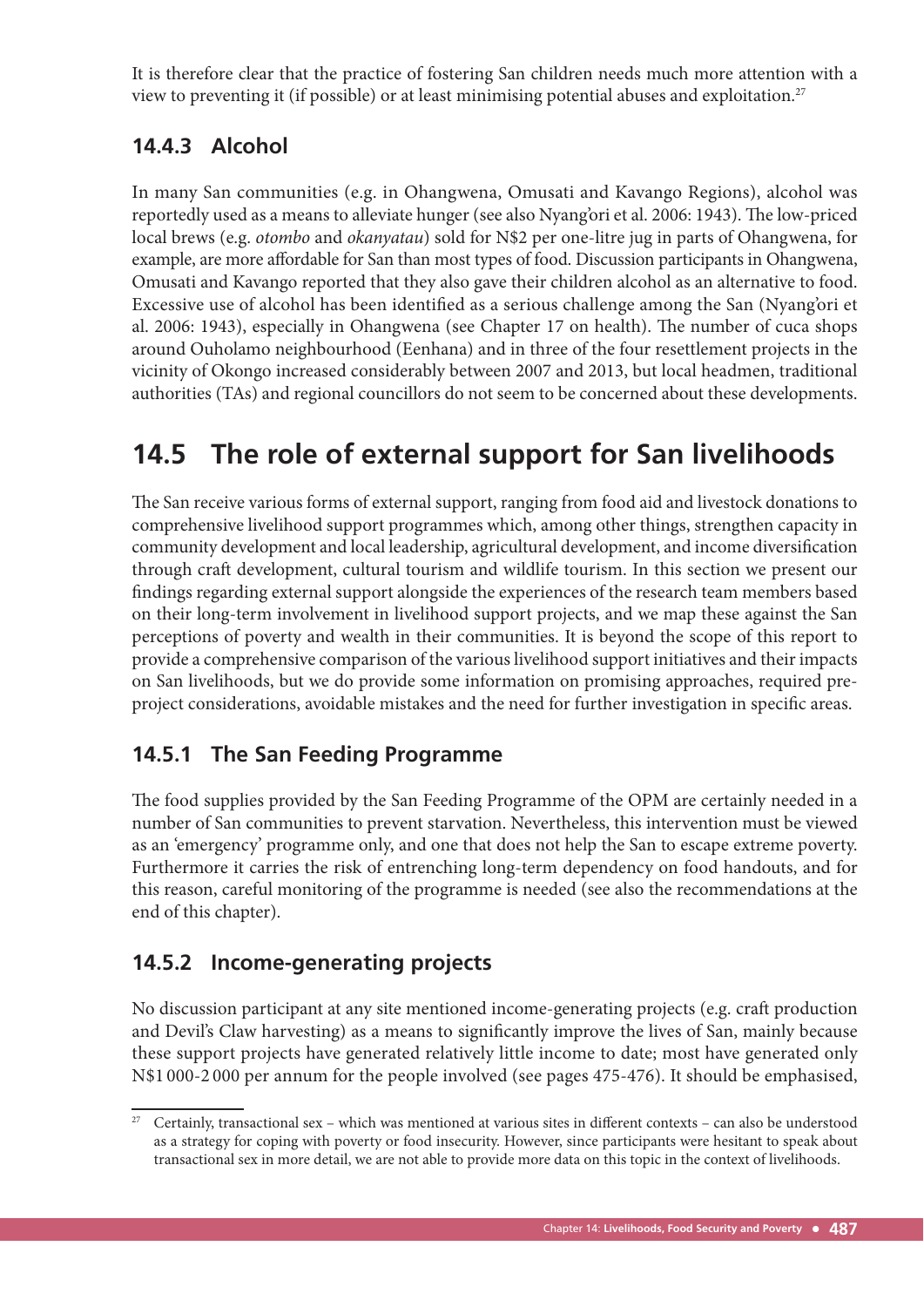It is therefore clear that the practice of fostering San children needs much more attention with a view to preventing it (if possible) or at least minimising potential abuses and exploitation.[27]

### 14.4.3 Alcohol

In many San communities (e.g. in Ohangwena, Omusati and Kavango Regions), alcohol was reportedly used as a means to alleviate hunger (see also Nyang'ori et al. 2006: 1943). The low-priced local brews (e.g. *otombo* and *okanyatau*) sold for N$2 per one-litre jug in parts of Ohangwena, for example, are more affordable for San than most types of food. Discussion participants in Ohangwena, Omusati and Kavango reported that they also gave their children alcohol as an alternative to food. Excessive use of alcohol has been identified as a serious challenge among the San (Nyang'ori et al. 2006: 1943), especially in Ohangwena (see Chapter 17 on health). The number of cuca shops around Ouholamo neighbourhood (Eenhana) and in three of the four resettlement projects in the vicinity of Okongo increased considerably between 2007 and 2013, but local headmen, traditional authorities (TAs) and regional councillors do not seem to be concerned about these developments.

## 14.5 The role of external support for San livelihoods

The San receive various forms of external support, ranging from food aid and livestock donations to comprehensive livelihood support programmes which, among other things, strengthen capacity in community development and local leadership, agricultural development, and income diversification through craft development, cultural tourism and wildlife tourism. In this section we present our findings regarding external support alongside the experiences of the research team members based on their long-term involvement in livelihood support projects, and we map these against the San perceptions of poverty and wealth in their communities. It is beyond the scope of this report to provide a comprehensive comparison of the various livelihood support initiatives and their impacts on San livelihoods, but we do provide some information on promising approaches, required pre-project considerations, avoidable mistakes and the need for further investigation in specific areas.

### 14.5.1 The San Feeding Programme

The food supplies provided by the San Feeding Programme of the OPM are certainly needed in a number of San communities to prevent starvation. Nevertheless, this intervention must be viewed as an 'emergency' programme only, and one that does not help the San to escape extreme poverty. Furthermore it carries the risk of entrenching long-term dependency on food handouts, and for this reason, careful monitoring of the programme is needed (see also the recommendations at the end of this chapter).

### 14.5.2 Income-generating projects

No discussion participant at any site mentioned income-generating projects (e.g. craft production and Devil's Claw harvesting) as a means to significantly improve the lives of San, mainly because these support projects have generated relatively little income to date; most have generated only N$1 000-2 000 per annum for the people involved (see pages 475-476). It should be emphasised,

[27] Certainly, transactional sex – which was mentioned at various sites in different contexts – can also be understood as a strategy for coping with poverty or food insecurity. However, since participants were hesitant to speak about transactional sex in more detail, we are not able to provide more data on this topic in the context of livelihoods.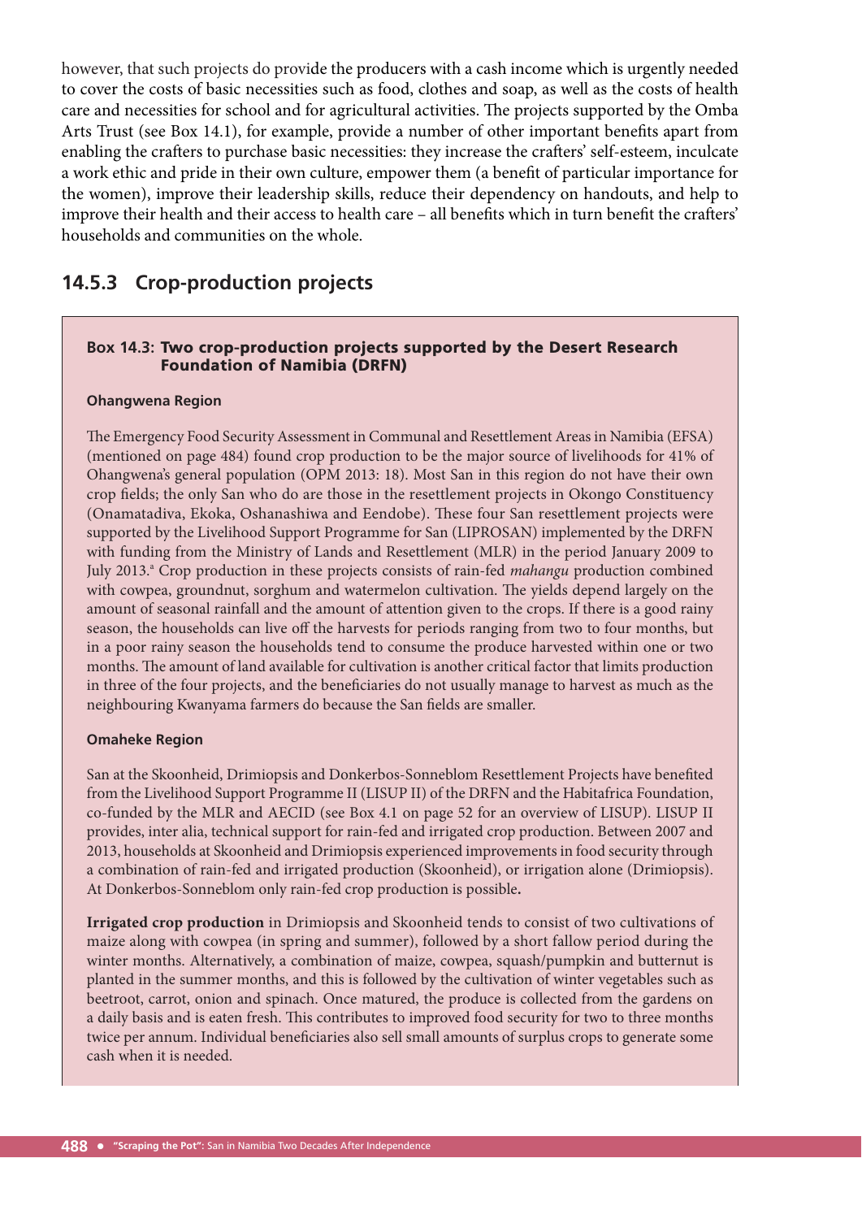however, that such projects do provide the producers with a cash income which is urgently needed to cover the costs of basic necessities such as food, clothes and soap, as well as the costs of health care and necessities for school and for agricultural activities. The projects supported by the Omba Arts Trust (see Box 14.1), for example, provide a number of other important benefits apart from enabling the crafters to purchase basic necessities: they increase the crafters' self-esteem, inculcate a work ethic and pride in their own culture, empower them (a benefit of particular importance for the women), improve their leadership skills, reduce their dependency on handouts, and help to improve their health and their access to health care – all benefits which in turn benefit the crafters' households and communities on the whole.

## 14.5.3 Crop-production projects

### Box 14.3: Two crop-production projects supported by the Desert Research Foundation of Namibia (DRFN)

**Ohangwena Region**

The Emergency Food Security Assessment in Communal and Resettlement Areas in Namibia (EFSA) (mentioned on page 484) found crop production to be the major source of livelihoods for 41% of Ohangwena's general population (OPM 2013: 18). Most San in this region do not have their own crop fields; the only San who do are those in the resettlement projects in Okongo Constituency (Onamatadiva, Ekoka, Oshanashiwa and Eendobe). These four San resettlement projects were supported by the Livelihood Support Programme for San (LIPROSAN) implemented by the DRFN with funding from the Ministry of Lands and Resettlement (MLR) in the period January 2009 to July 2013.[a] Crop production in these projects consists of rain-fed *mahangu* production combined with cowpea, groundnut, sorghum and watermelon cultivation. The yields depend largely on the amount of seasonal rainfall and the amount of attention given to the crops. If there is a good rainy season, the households can live off the harvests for periods ranging from two to four months, but in a poor rainy season the households tend to consume the produce harvested within one or two months. The amount of land available for cultivation is another critical factor that limits production in three of the four projects, and the beneficiaries do not usually manage to harvest as much as the neighbouring Kwanyama farmers do because the San fields are smaller.

**Omaheke Region**

San at the Skoonheid, Drimiopsis and Donkerbos-Sonneblom Resettlement Projects have benefited from the Livelihood Support Programme II (LISUP II) of the DRFN and the Habitafrica Foundation, co-funded by the MLR and AECID (see Box 4.1 on page 52 for an overview of LISUP). LISUP II provides, inter alia, technical support for rain-fed and irrigated crop production. Between 2007 and 2013, households at Skoonheid and Drimiopsis experienced improvements in food security through a combination of rain-fed and irrigated production (Skoonheid), or irrigation alone (Drimiopsis). At Donkerbos-Sonneblom only rain-fed crop production is possible.

**Irrigated crop production** in Drimiopsis and Skoonheid tends to consist of two cultivations of maize along with cowpea (in spring and summer), followed by a short fallow period during the winter months. Alternatively, a combination of maize, cowpea, squash/pumpkin and butternut is planted in the summer months, and this is followed by the cultivation of winter vegetables such as beetroot, carrot, onion and spinach. Once matured, the produce is collected from the gardens on a daily basis and is eaten fresh. This contributes to improved food security for two to three months twice per annum. Individual beneficiaries also sell small amounts of surplus crops to generate some cash when it is needed.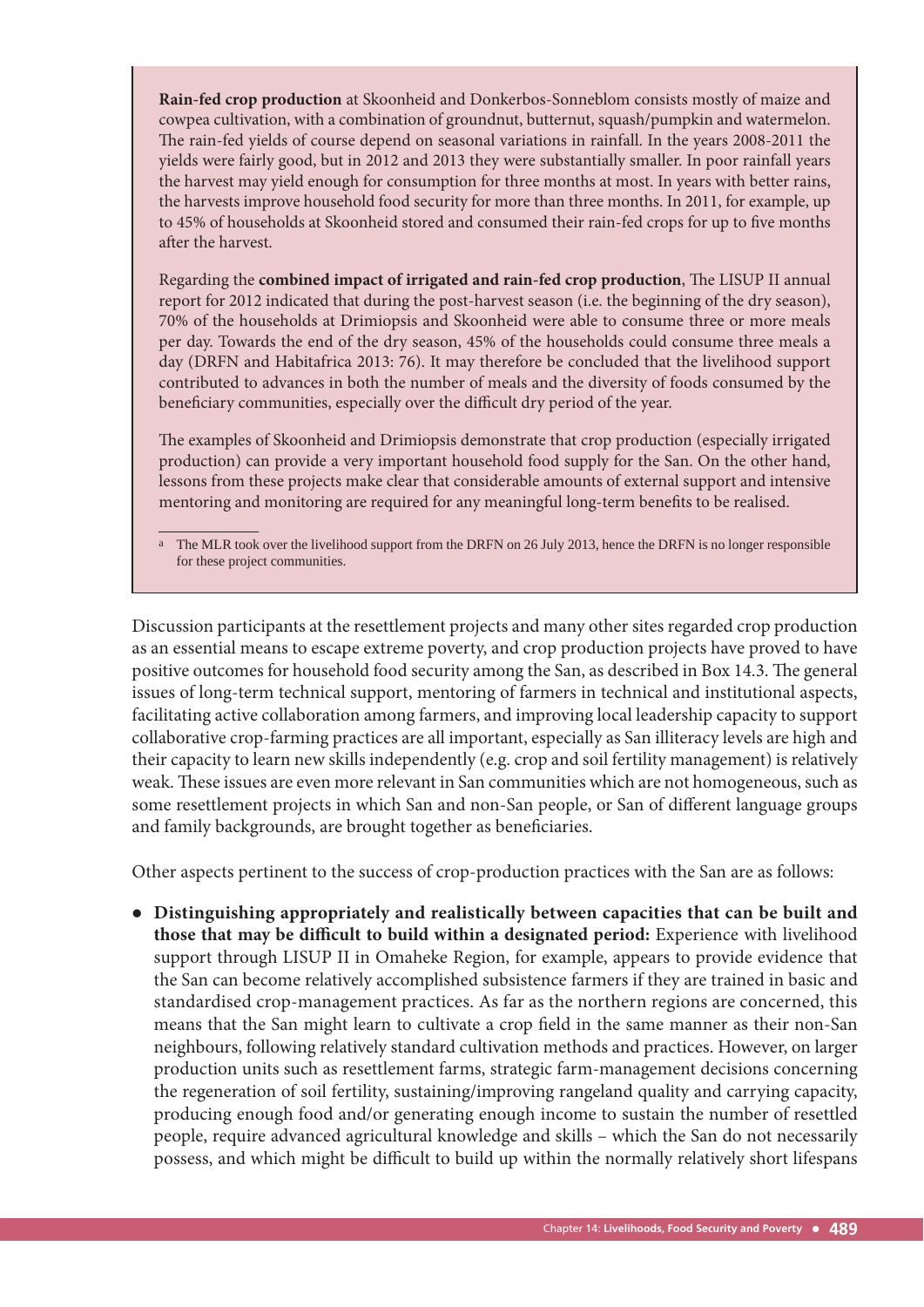**Rain-fed crop production** at Skoonheid and Donkerbos-Sonneblom consists mostly of maize and cowpea cultivation, with a combination of groundnut, butternut, squash/pumpkin and watermelon. The rain-fed yields of course depend on seasonal variations in rainfall. In the years 2008-2011 the yields were fairly good, but in 2012 and 2013 they were substantially smaller. In poor rainfall years the harvest may yield enough for consumption for three months at most. In years with better rains, the harvests improve household food security for more than three months. In 2011, for example, up to 45% of households at Skoonheid stored and consumed their rain-fed crops for up to five months after the harvest.

Regarding the **combined impact of irrigated and rain-fed crop production**, The LISUP II annual report for 2012 indicated that during the post-harvest season (i.e. the beginning of the dry season), 70% of the households at Drimiopsis and Skoonheid were able to consume three or more meals per day. Towards the end of the dry season, 45% of the households could consume three meals a day (DRFN and Habitafrica 2013: 76). It may therefore be concluded that the livelihood support contributed to advances in both the number of meals and the diversity of foods consumed by the beneficiary communities, especially over the difficult dry period of the year.

The examples of Skoonheid and Drimiopsis demonstrate that crop production (especially irrigated production) can provide a very important household food supply for the San. On the other hand, lessons from these projects make clear that considerable amounts of external support and intensive mentoring and monitoring are required for any meaningful long-term benefits to be realised.

[a] The MLR took over the livelihood support from the DRFN on 26 July 2013, hence the DRFN is no longer responsible for these project communities.

Discussion participants at the resettlement projects and many other sites regarded crop production as an essential means to escape extreme poverty, and crop production projects have proved to have positive outcomes for household food security among the San, as described in Box 14.3. The general issues of long-term technical support, mentoring of farmers in technical and institutional aspects, facilitating active collaboration among farmers, and improving local leadership capacity to support collaborative crop-farming practices are all important, especially as San illiteracy levels are high and their capacity to learn new skills independently (e.g. crop and soil fertility management) is relatively weak. These issues are even more relevant in San communities which are not homogeneous, such as some resettlement projects in which San and non-San people, or San of different language groups and family backgrounds, are brought together as beneficiaries.

Other aspects pertinent to the success of crop-production practices with the San are as follows:

- **Distinguishing appropriately and realistically between capacities that can be built and those that may be difficult to build within a designated period:** Experience with livelihood support through LISUP II in Omaheke Region, for example, appears to provide evidence that the San can become relatively accomplished subsistence farmers if they are trained in basic and standardised crop-management practices. As far as the northern regions are concerned, this means that the San might learn to cultivate a crop field in the same manner as their non-San neighbours, following relatively standard cultivation methods and practices. However, on larger production units such as resettlement farms, strategic farm-management decisions concerning the regeneration of soil fertility, sustaining/improving rangeland quality and carrying capacity, producing enough food and/or generating enough income to sustain the number of resettled people, require advanced agricultural knowledge and skills – which the San do not necessarily possess, and which might be difficult to build up within the normally relatively short lifespans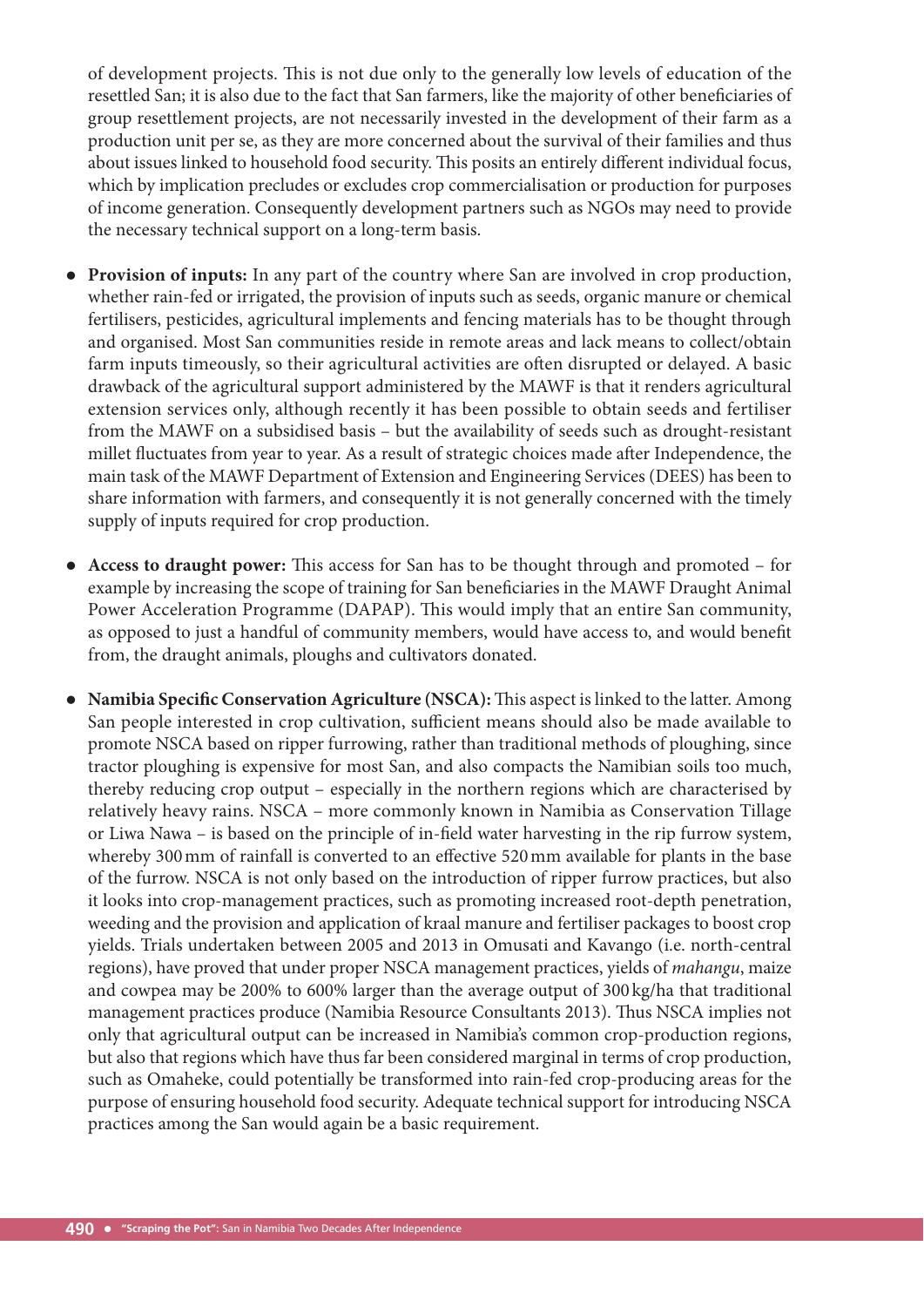of development projects. This is not due only to the generally low levels of education of the resettled San; it is also due to the fact that San farmers, like the majority of other beneficiaries of group resettlement projects, are not necessarily invested in the development of their farm as a production unit per se, as they are more concerned about the survival of their families and thus about issues linked to household food security. This posits an entirely different individual focus, which by implication precludes or excludes crop commercialisation or production for purposes of income generation. Consequently development partners such as NGOs may need to provide the necessary technical support on a long-term basis.

- **Provision of inputs:** In any part of the country where San are involved in crop production, whether rain-fed or irrigated, the provision of inputs such as seeds, organic manure or chemical fertilisers, pesticides, agricultural implements and fencing materials has to be thought through and organised. Most San communities reside in remote areas and lack means to collect/obtain farm inputs timeously, so their agricultural activities are often disrupted or delayed. A basic drawback of the agricultural support administered by the MAWF is that it renders agricultural extension services only, although recently it has been possible to obtain seeds and fertiliser from the MAWF on a subsidised basis – but the availability of seeds such as drought-resistant millet fluctuates from year to year. As a result of strategic choices made after Independence, the main task of the MAWF Department of Extension and Engineering Services (DEES) has been to share information with farmers, and consequently it is not generally concerned with the timely supply of inputs required for crop production.

- **Access to draught power:** This access for San has to be thought through and promoted – for example by increasing the scope of training for San beneficiaries in the MAWF Draught Animal Power Acceleration Programme (DAPAP). This would imply that an entire San community, as opposed to just a handful of community members, would have access to, and would benefit from, the draught animals, ploughs and cultivators donated.

- **Namibia Specific Conservation Agriculture (NSCA):** This aspect is linked to the latter. Among San people interested in crop cultivation, sufficient means should also be made available to promote NSCA based on ripper furrowing, rather than traditional methods of ploughing, since tractor ploughing is expensive for most San, and also compacts the Namibian soils too much, thereby reducing crop output – especially in the northern regions which are characterised by relatively heavy rains. NSCA – more commonly known in Namibia as Conservation Tillage or Liwa Nawa – is based on the principle of in-field water harvesting in the rip furrow system, whereby 300 mm of rainfall is converted to an effective 520 mm available for plants in the base of the furrow. NSCA is not only based on the introduction of ripper furrow practices, but also it looks into crop-management practices, such as promoting increased root-depth penetration, weeding and the provision and application of kraal manure and fertiliser packages to boost crop yields. Trials undertaken between 2005 and 2013 in Omusati and Kavango (i.e. north-central regions), have proved that under proper NSCA management practices, yields of *mahangu*, maize and cowpea may be 200% to 600% larger than the average output of 300 kg/ha that traditional management practices produce (Namibia Resource Consultants 2013). Thus NSCA implies not only that agricultural output can be increased in Namibia's common crop-production regions, but also that regions which have thus far been considered marginal in terms of crop production, such as Omaheke, could potentially be transformed into rain-fed crop-producing areas for the purpose of ensuring household food security. Adequate technical support for introducing NSCA practices among the San would again be a basic requirement.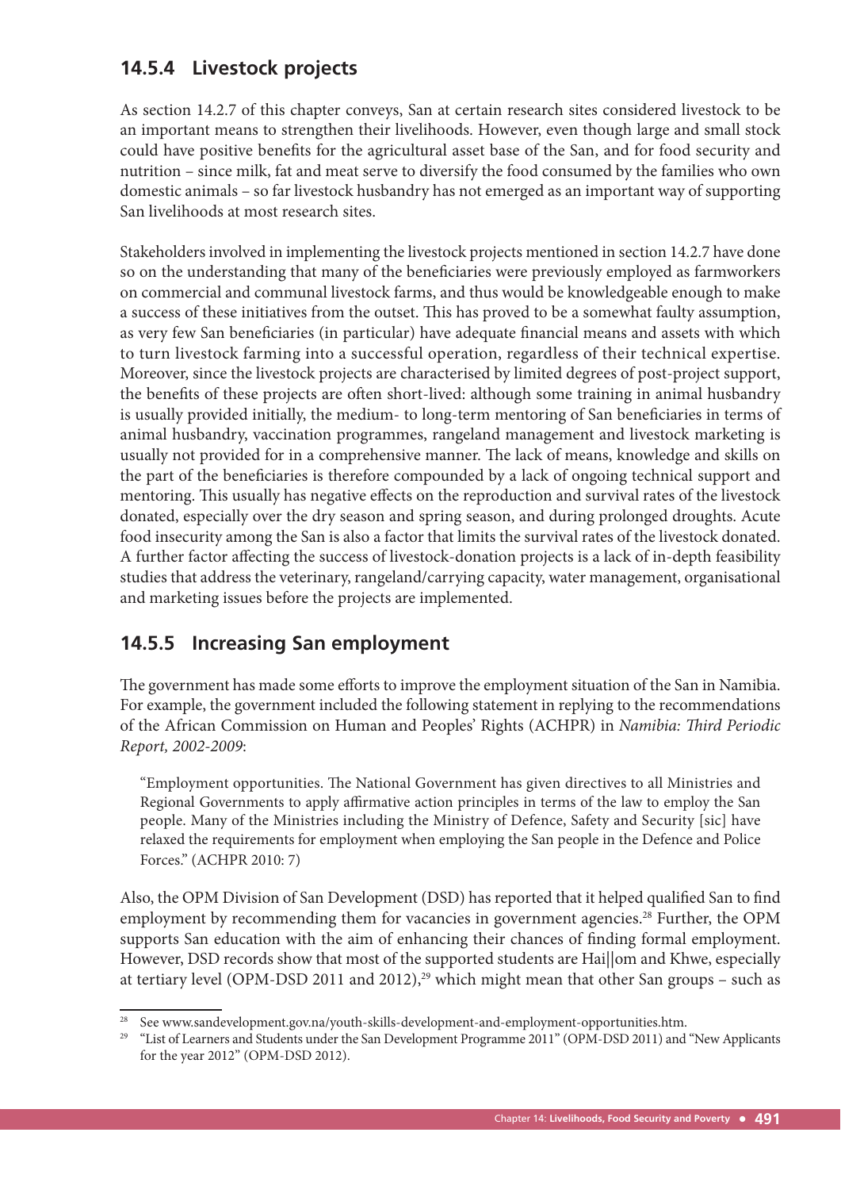### 14.5.4 Livestock projects

As section 14.2.7 of this chapter conveys, San at certain research sites considered livestock to be an important means to strengthen their livelihoods. However, even though large and small stock could have positive benefits for the agricultural asset base of the San, and for food security and nutrition – since milk, fat and meat serve to diversify the food consumed by the families who own domestic animals – so far livestock husbandry has not emerged as an important way of supporting San livelihoods at most research sites.

Stakeholders involved in implementing the livestock projects mentioned in section 14.2.7 have done so on the understanding that many of the beneficiaries were previously employed as farmworkers on commercial and communal livestock farms, and thus would be knowledgeable enough to make a success of these initiatives from the outset. This has proved to be a somewhat faulty assumption, as very few San beneficiaries (in particular) have adequate financial means and assets with which to turn livestock farming into a successful operation, regardless of their technical expertise. Moreover, since the livestock projects are characterised by limited degrees of post-project support, the benefits of these projects are often short-lived: although some training in animal husbandry is usually provided initially, the medium- to long-term mentoring of San beneficiaries in terms of animal husbandry, vaccination programmes, rangeland management and livestock marketing is usually not provided for in a comprehensive manner. The lack of means, knowledge and skills on the part of the beneficiaries is therefore compounded by a lack of ongoing technical support and mentoring. This usually has negative effects on the reproduction and survival rates of the livestock donated, especially over the dry season and spring season, and during prolonged droughts. Acute food insecurity among the San is also a factor that limits the survival rates of the livestock donated. A further factor affecting the success of livestock-donation projects is a lack of in-depth feasibility studies that address the veterinary, rangeland/carrying capacity, water management, organisational and marketing issues before the projects are implemented.

### 14.5.5 Increasing San employment

The government has made some efforts to improve the employment situation of the San in Namibia. For example, the government included the following statement in replying to the recommendations of the African Commission on Human and Peoples' Rights (ACHPR) in *Namibia: Third Periodic Report, 2002-2009*:

> "Employment opportunities. The National Government has given directives to all Ministries and Regional Governments to apply affirmative action principles in terms of the law to employ the San people. Many of the Ministries including the Ministry of Defence, Safety and Security [sic] have relaxed the requirements for employment when employing the San people in the Defence and Police Forces." (ACHPR 2010: 7)

Also, the OPM Division of San Development (DSD) has reported that it helped qualified San to find employment by recommending them for vacancies in government agencies.[28] Further, the OPM supports San education with the aim of enhancing their chances of finding formal employment. However, DSD records show that most of the supported students are Hai||om and Khwe, especially at tertiary level (OPM-DSD 2011 and 2012),[29] which might mean that other San groups – such as

---

[28] See www.sandevelopment.gov.na/youth-skills-development-and-employment-opportunities.htm.

[29] "List of Learners and Students under the San Development Programme 2011" (OPM-DSD 2011) and "New Applicants for the year 2012" (OPM-DSD 2012).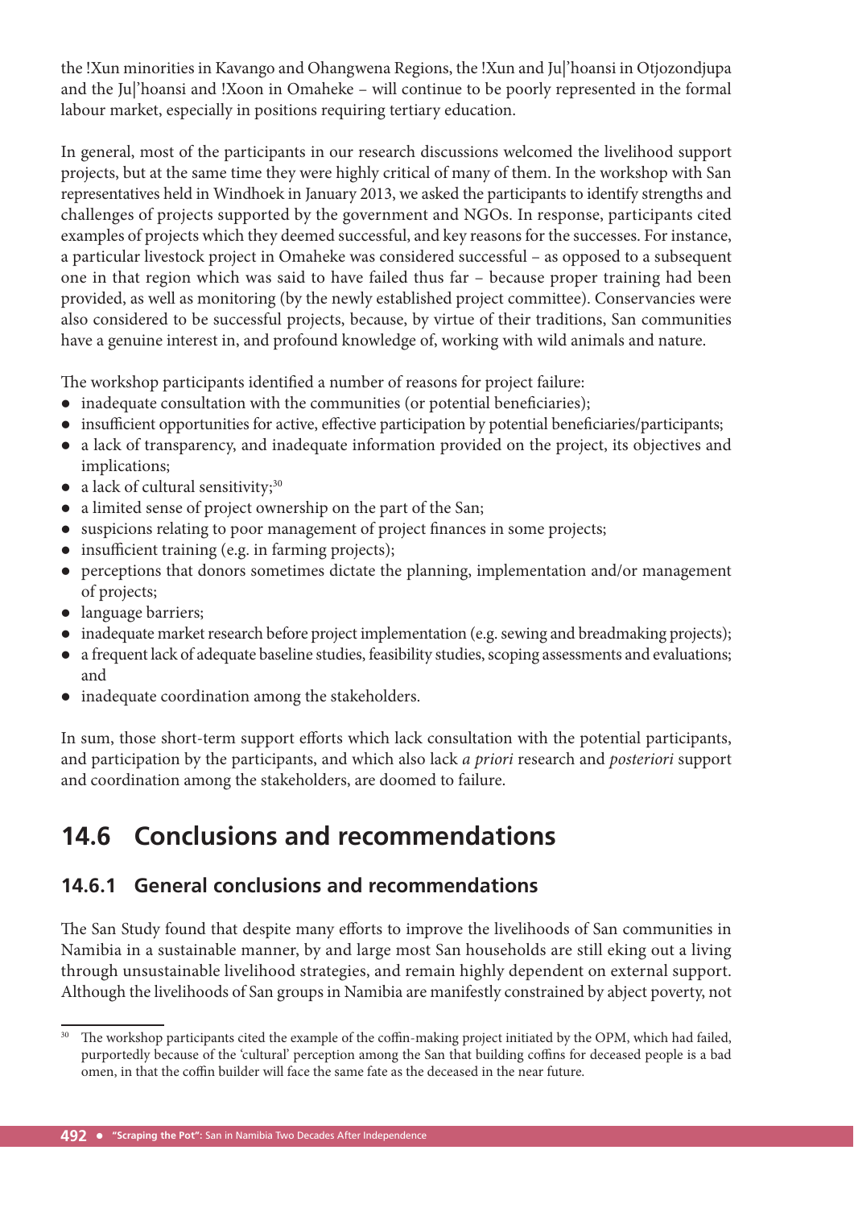the !Xun minorities in Kavango and Ohangwena Regions, the !Xun and Ju|'hoansi in Otjozondjupa and the Ju|'hoansi and !Xoon in Omaheke – will continue to be poorly represented in the formal labour market, especially in positions requiring tertiary education.

In general, most of the participants in our research discussions welcomed the livelihood support projects, but at the same time they were highly critical of many of them. In the workshop with San representatives held in Windhoek in January 2013, we asked the participants to identify strengths and challenges of projects supported by the government and NGOs. In response, participants cited examples of projects which they deemed successful, and key reasons for the successes. For instance, a particular livestock project in Omaheke was considered successful – as opposed to a subsequent one in that region which was said to have failed thus far – because proper training had been provided, as well as monitoring (by the newly established project committee). Conservancies were also considered to be successful projects, because, by virtue of their traditions, San communities have a genuine interest in, and profound knowledge of, working with wild animals and nature.

The workshop participants identified a number of reasons for project failure:

- inadequate consultation with the communities (or potential beneficiaries);
- insufficient opportunities for active, effective participation by potential beneficiaries/participants;
- a lack of transparency, and inadequate information provided on the project, its objectives and implications;
- a lack of cultural sensitivity;[30]
- a limited sense of project ownership on the part of the San;
- suspicions relating to poor management of project finances in some projects;
- insufficient training (e.g. in farming projects);
- perceptions that donors sometimes dictate the planning, implementation and/or management of projects;
- language barriers;
- inadequate market research before project implementation (e.g. sewing and breadmaking projects);
- a frequent lack of adequate baseline studies, feasibility studies, scoping assessments and evaluations; and
- inadequate coordination among the stakeholders.

In sum, those short-term support efforts which lack consultation with the potential participants, and participation by the participants, and which also lack *a priori* research and *posteriori* support and coordination among the stakeholders, are doomed to failure.

## 14.6 Conclusions and recommendations

### 14.6.1 General conclusions and recommendations

The San Study found that despite many efforts to improve the livelihoods of San communities in Namibia in a sustainable manner, by and large most San households are still eking out a living through unsustainable livelihood strategies, and remain highly dependent on external support. Although the livelihoods of San groups in Namibia are manifestly constrained by abject poverty, not

[30] The workshop participants cited the example of the coffin-making project initiated by the OPM, which had failed, purportedly because of the 'cultural' perception among the San that building coffins for deceased people is a bad omen, in that the coffin builder will face the same fate as the deceased in the near future.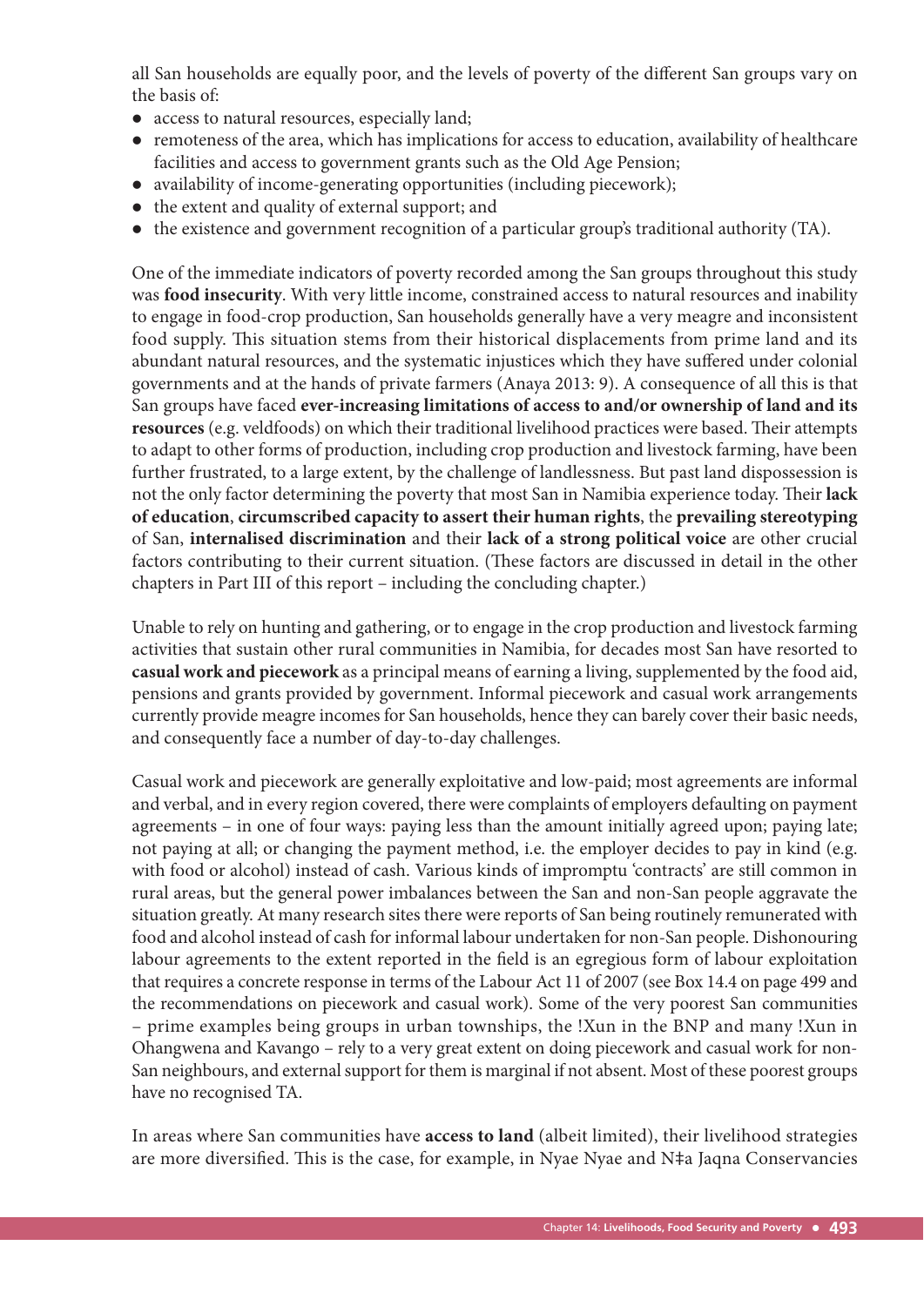all San households are equally poor, and the levels of poverty of the different San groups vary on the basis of:

- access to natural resources, especially land;
- remoteness of the area, which has implications for access to education, availability of healthcare facilities and access to government grants such as the Old Age Pension;
- availability of income-generating opportunities (including piecework);
- the extent and quality of external support; and
- the existence and government recognition of a particular group's traditional authority (TA).

One of the immediate indicators of poverty recorded among the San groups throughout this study was **food insecurity**. With very little income, constrained access to natural resources and inability to engage in food-crop production, San households generally have a very meagre and inconsistent food supply. This situation stems from their historical displacements from prime land and its abundant natural resources, and the systematic injustices which they have suffered under colonial governments and at the hands of private farmers (Anaya 2013: 9). A consequence of all this is that San groups have faced **ever-increasing limitations of access to and/or ownership of land and its resources** (e.g. veldfoods) on which their traditional livelihood practices were based. Their attempts to adapt to other forms of production, including crop production and livestock farming, have been further frustrated, to a large extent, by the challenge of landlessness. But past land dispossession is not the only factor determining the poverty that most San in Namibia experience today. Their **lack of education**, **circumscribed capacity to assert their human rights**, the **prevailing stereotyping** of San, **internalised discrimination** and their **lack of a strong political voice** are other crucial factors contributing to their current situation. (These factors are discussed in detail in the other chapters in Part III of this report – including the concluding chapter.)

Unable to rely on hunting and gathering, or to engage in the crop production and livestock farming activities that sustain other rural communities in Namibia, for decades most San have resorted to **casual work and piecework** as a principal means of earning a living, supplemented by the food aid, pensions and grants provided by government. Informal piecework and casual work arrangements currently provide meagre incomes for San households, hence they can barely cover their basic needs, and consequently face a number of day-to-day challenges.

Casual work and piecework are generally exploitative and low-paid; most agreements are informal and verbal, and in every region covered, there were complaints of employers defaulting on payment agreements – in one of four ways: paying less than the amount initially agreed upon; paying late; not paying at all; or changing the payment method, i.e. the employer decides to pay in kind (e.g. with food or alcohol) instead of cash. Various kinds of impromptu 'contracts' are still common in rural areas, but the general power imbalances between the San and non-San people aggravate the situation greatly. At many research sites there were reports of San being routinely remunerated with food and alcohol instead of cash for informal labour undertaken for non-San people. Dishonouring labour agreements to the extent reported in the field is an egregious form of labour exploitation that requires a concrete response in terms of the Labour Act 11 of 2007 (see Box 14.4 on page 499 and the recommendations on piecework and casual work). Some of the very poorest San communities – prime examples being groups in urban townships, the !Xun in the BNP and many !Xun in Ohangwena and Kavango – rely to a very great extent on doing piecework and casual work for non-San neighbours, and external support for them is marginal if not absent. Most of these poorest groups have no recognised TA.

In areas where San communities have **access to land** (albeit limited), their livelihood strategies are more diversified. This is the case, for example, in Nyae Nyae and N‡a Jaqna Conservancies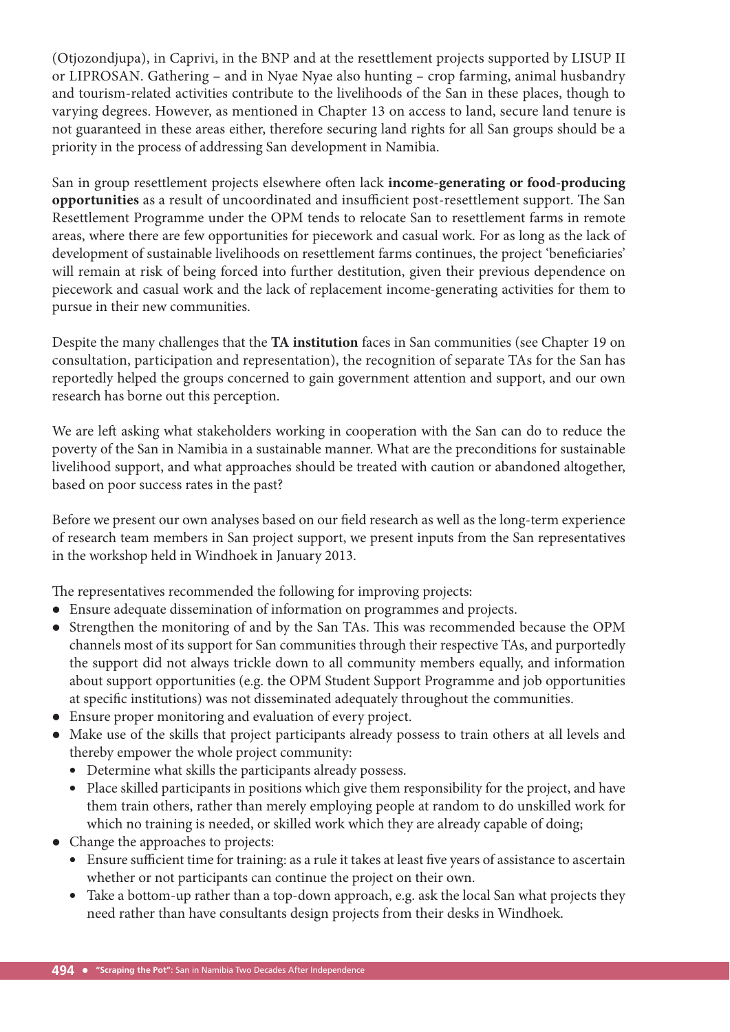(Otjozondjupa), in Caprivi, in the BNP and at the resettlement projects supported by LISUP II or LIPROSAN. Gathering – and in Nyae Nyae also hunting – crop farming, animal husbandry and tourism-related activities contribute to the livelihoods of the San in these places, though to varying degrees. However, as mentioned in Chapter 13 on access to land, secure land tenure is not guaranteed in these areas either, therefore securing land rights for all San groups should be a priority in the process of addressing San development in Namibia.

San in group resettlement projects elsewhere often lack **income-generating or food-producing opportunities** as a result of uncoordinated and insufficient post-resettlement support. The San Resettlement Programme under the OPM tends to relocate San to resettlement farms in remote areas, where there are few opportunities for piecework and casual work. For as long as the lack of development of sustainable livelihoods on resettlement farms continues, the project 'beneficiaries' will remain at risk of being forced into further destitution, given their previous dependence on piecework and casual work and the lack of replacement income-generating activities for them to pursue in their new communities.

Despite the many challenges that the **TA institution** faces in San communities (see Chapter 19 on consultation, participation and representation), the recognition of separate TAs for the San has reportedly helped the groups concerned to gain government attention and support, and our own research has borne out this perception.

We are left asking what stakeholders working in cooperation with the San can do to reduce the poverty of the San in Namibia in a sustainable manner. What are the preconditions for sustainable livelihood support, and what approaches should be treated with caution or abandoned altogether, based on poor success rates in the past?

Before we present our own analyses based on our field research as well as the long-term experience of research team members in San project support, we present inputs from the San representatives in the workshop held in Windhoek in January 2013.

The representatives recommended the following for improving projects:

- Ensure adequate dissemination of information on programmes and projects.
- Strengthen the monitoring of and by the San TAs. This was recommended because the OPM channels most of its support for San communities through their respective TAs, and purportedly the support did not always trickle down to all community members equally, and information about support opportunities (e.g. the OPM Student Support Programme and job opportunities at specific institutions) was not disseminated adequately throughout the communities.
- Ensure proper monitoring and evaluation of every project.
- Make use of the skills that project participants already possess to train others at all levels and thereby empower the whole project community:
  - Determine what skills the participants already possess.
  - Place skilled participants in positions which give them responsibility for the project, and have them train others, rather than merely employing people at random to do unskilled work for which no training is needed, or skilled work which they are already capable of doing;
- Change the approaches to projects:
  - Ensure sufficient time for training: as a rule it takes at least five years of assistance to ascertain whether or not participants can continue the project on their own.
  - Take a bottom-up rather than a top-down approach, e.g. ask the local San what projects they need rather than have consultants design projects from their desks in Windhoek.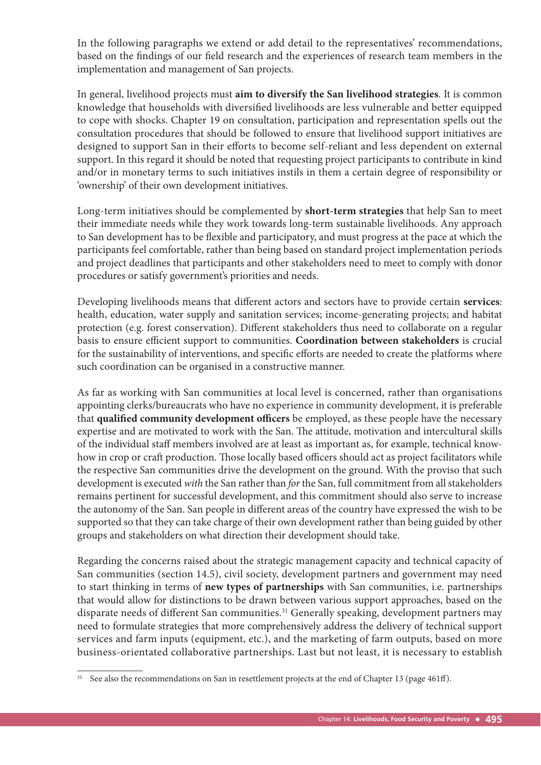In the following paragraphs we extend or add detail to the representatives' recommendations, based on the findings of our field research and the experiences of research team members in the implementation and management of San projects.

In general, livelihood projects must **aim to diversify the San livelihood strategies**. It is common knowledge that households with diversified livelihoods are less vulnerable and better equipped to cope with shocks. Chapter 19 on consultation, participation and representation spells out the consultation procedures that should be followed to ensure that livelihood support initiatives are designed to support San in their efforts to become self-reliant and less dependent on external support. In this regard it should be noted that requesting project participants to contribute in kind and/or in monetary terms to such initiatives instils in them a certain degree of responsibility or 'ownership' of their own development initiatives.

Long-term initiatives should be complemented by **short-term strategies** that help San to meet their immediate needs while they work towards long-term sustainable livelihoods. Any approach to San development has to be flexible and participatory, and must progress at the pace at which the participants feel comfortable, rather than being based on standard project implementation periods and project deadlines that participants and other stakeholders need to meet to comply with donor procedures or satisfy government's priorities and needs.

Developing livelihoods means that different actors and sectors have to provide certain **services**: health, education, water supply and sanitation services; income-generating projects; and habitat protection (e.g. forest conservation). Different stakeholders thus need to collaborate on a regular basis to ensure efficient support to communities. **Coordination between stakeholders** is crucial for the sustainability of interventions, and specific efforts are needed to create the platforms where such coordination can be organised in a constructive manner.

As far as working with San communities at local level is concerned, rather than organisations appointing clerks/bureaucrats who have no experience in community development, it is preferable that **qualified community development officers** be employed, as these people have the necessary expertise and are motivated to work with the San. The attitude, motivation and intercultural skills of the individual staff members involved are at least as important as, for example, technical know-how in crop or craft production. Those locally based officers should act as project facilitators while the respective San communities drive the development on the ground. With the proviso that such development is executed *with* the San rather than *for* the San, full commitment from all stakeholders remains pertinent for successful development, and this commitment should also serve to increase the autonomy of the San. San people in different areas of the country have expressed the wish to be supported so that they can take charge of their own development rather than being guided by other groups and stakeholders on what direction their development should take.

Regarding the concerns raised about the strategic management capacity and technical capacity of San communities (section 14.5), civil society, development partners and government may need to start thinking in terms of **new types of partnerships** with San communities, i.e. partnerships that would allow for distinctions to be drawn between various support approaches, based on the disparate needs of different San communities.[31] Generally speaking, development partners may need to formulate strategies that more comprehensively address the delivery of technical support services and farm inputs (equipment, etc.), and the marketing of farm outputs, based on more business-orientated collaborative partnerships. Last but not least, it is necessary to establish

[31] See also the recommendations on San in resettlement projects at the end of Chapter 13 (page 461ff).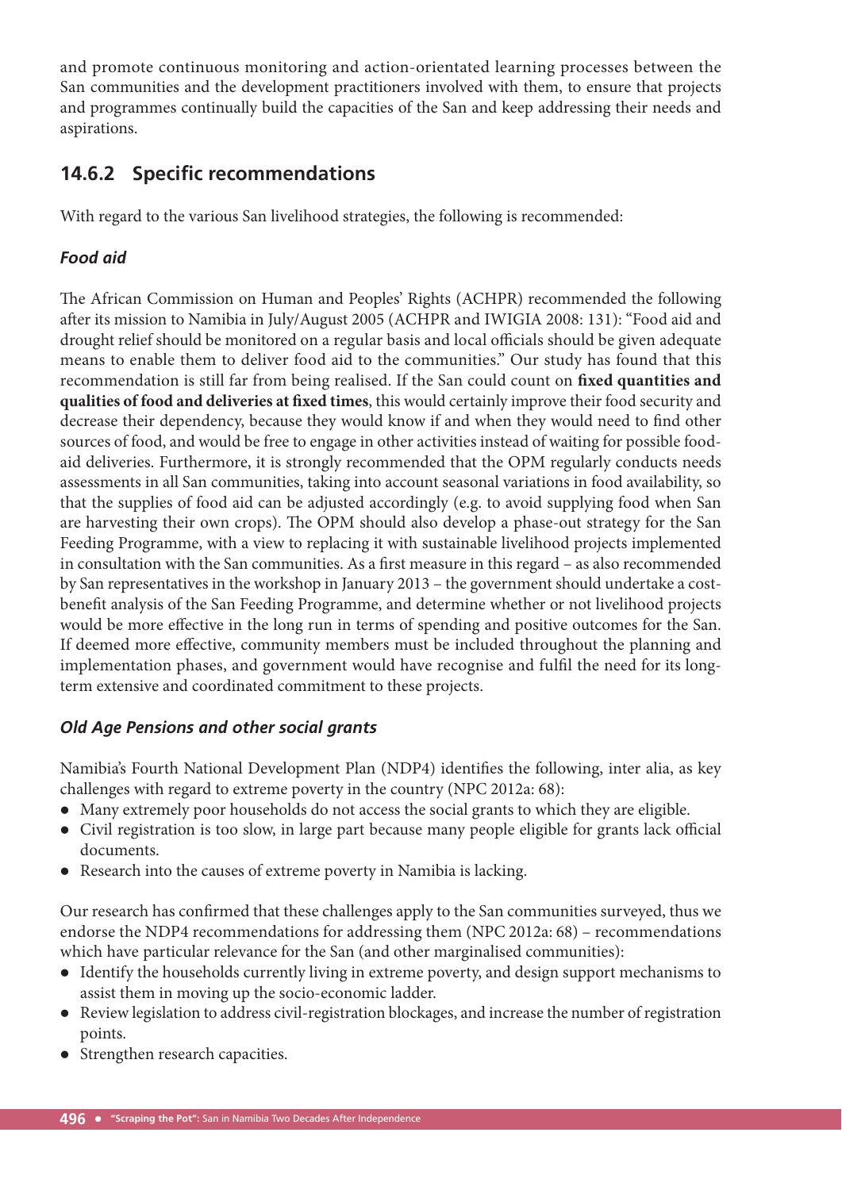and promote continuous monitoring and action-orientated learning processes between the San communities and the development practitioners involved with them, to ensure that projects and programmes continually build the capacities of the San and keep addressing their needs and aspirations.

### 14.6.2 Specific recommendations

With regard to the various San livelihood strategies, the following is recommended:

#### *Food aid*

The African Commission on Human and Peoples' Rights (ACHPR) recommended the following after its mission to Namibia in July/August 2005 (ACHPR and IWIGIA 2008: 131): "Food aid and drought relief should be monitored on a regular basis and local officials should be given adequate means to enable them to deliver food aid to the communities." Our study has found that this recommendation is still far from being realised. If the San could count on **fixed quantities and qualities of food and deliveries at fixed times**, this would certainly improve their food security and decrease their dependency, because they would know if and when they would need to find other sources of food, and would be free to engage in other activities instead of waiting for possible food-aid deliveries. Furthermore, it is strongly recommended that the OPM regularly conducts needs assessments in all San communities, taking into account seasonal variations in food availability, so that the supplies of food aid can be adjusted accordingly (e.g. to avoid supplying food when San are harvesting their own crops). The OPM should also develop a phase-out strategy for the San Feeding Programme, with a view to replacing it with sustainable livelihood projects implemented in consultation with the San communities. As a first measure in this regard – as also recommended by San representatives in the workshop in January 2013 – the government should undertake a cost-benefit analysis of the San Feeding Programme, and determine whether or not livelihood projects would be more effective in the long run in terms of spending and positive outcomes for the San. If deemed more effective, community members must be included throughout the planning and implementation phases, and government would have recognise and fulfil the need for its long-term extensive and coordinated commitment to these projects.

#### *Old Age Pensions and other social grants*

Namibia's Fourth National Development Plan (NDP4) identifies the following, inter alia, as key challenges with regard to extreme poverty in the country (NPC 2012a: 68):

- Many extremely poor households do not access the social grants to which they are eligible.
- Civil registration is too slow, in large part because many people eligible for grants lack official documents.
- Research into the causes of extreme poverty in Namibia is lacking.

Our research has confirmed that these challenges apply to the San communities surveyed, thus we endorse the NDP4 recommendations for addressing them (NPC 2012a: 68) – recommendations which have particular relevance for the San (and other marginalised communities):

- Identify the households currently living in extreme poverty, and design support mechanisms to assist them in moving up the socio-economic ladder.
- Review legislation to address civil-registration blockages, and increase the number of registration points.
- Strengthen research capacities.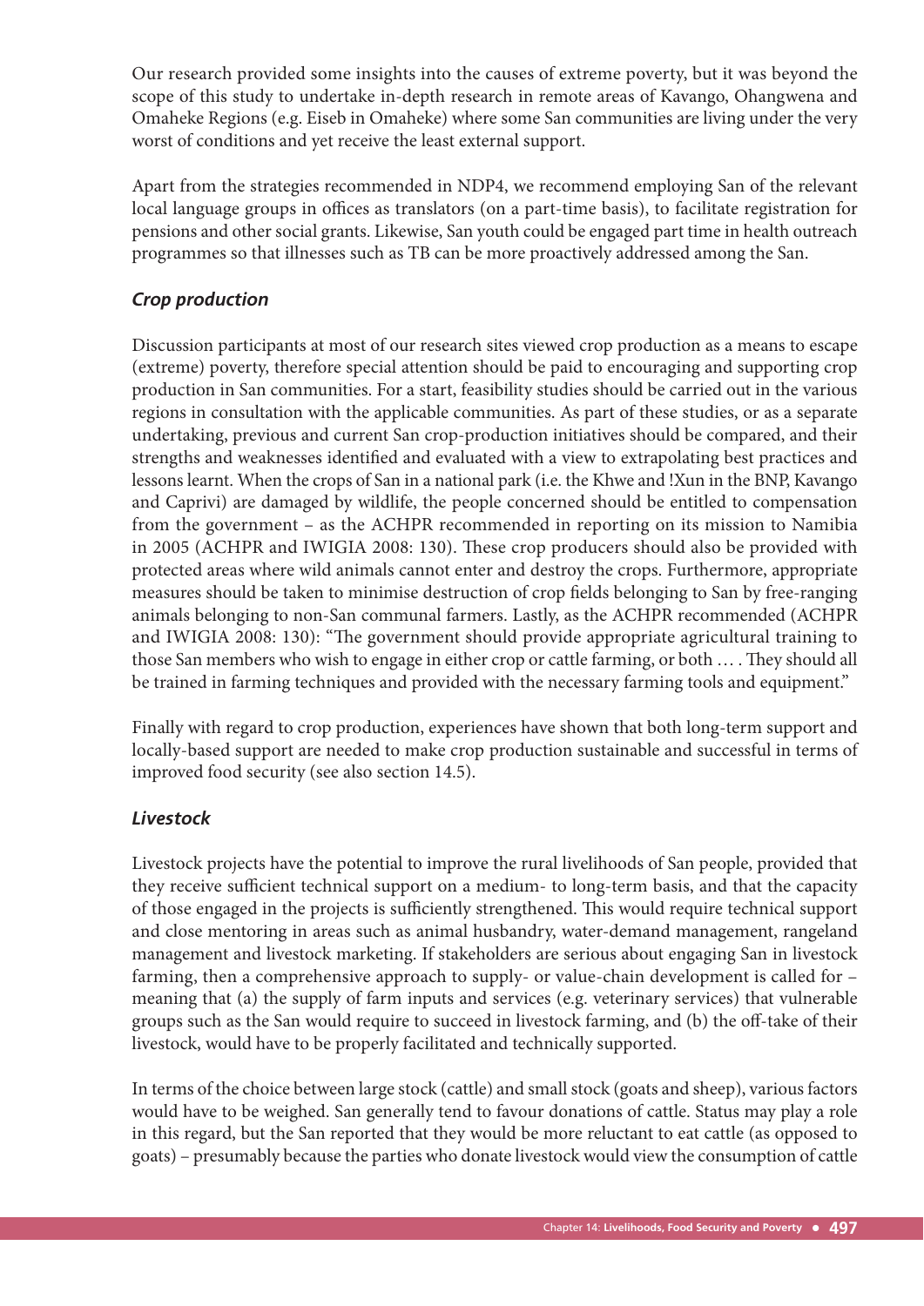Our research provided some insights into the causes of extreme poverty, but it was beyond the scope of this study to undertake in-depth research in remote areas of Kavango, Ohangwena and Omaheke Regions (e.g. Eiseb in Omaheke) where some San communities are living under the very worst of conditions and yet receive the least external support.

Apart from the strategies recommended in NDP4, we recommend employing San of the relevant local language groups in offices as translators (on a part-time basis), to facilitate registration for pensions and other social grants. Likewise, San youth could be engaged part time in health outreach programmes so that illnesses such as TB can be more proactively addressed among the San.

### *Crop production*

Discussion participants at most of our research sites viewed crop production as a means to escape (extreme) poverty, therefore special attention should be paid to encouraging and supporting crop production in San communities. For a start, feasibility studies should be carried out in the various regions in consultation with the applicable communities. As part of these studies, or as a separate undertaking, previous and current San crop-production initiatives should be compared, and their strengths and weaknesses identified and evaluated with a view to extrapolating best practices and lessons learnt. When the crops of San in a national park (i.e. the Khwe and !Xun in the BNP, Kavango and Caprivi) are damaged by wildlife, the people concerned should be entitled to compensation from the government – as the ACHPR recommended in reporting on its mission to Namibia in 2005 (ACHPR and IWIGIA 2008: 130). These crop producers should also be provided with protected areas where wild animals cannot enter and destroy the crops. Furthermore, appropriate measures should be taken to minimise destruction of crop fields belonging to San by free-ranging animals belonging to non-San communal farmers. Lastly, as the ACHPR recommended (ACHPR and IWIGIA 2008: 130): "The government should provide appropriate agricultural training to those San members who wish to engage in either crop or cattle farming, or both … . They should all be trained in farming techniques and provided with the necessary farming tools and equipment."

Finally with regard to crop production, experiences have shown that both long-term support and locally-based support are needed to make crop production sustainable and successful in terms of improved food security (see also section 14.5).

### *Livestock*

Livestock projects have the potential to improve the rural livelihoods of San people, provided that they receive sufficient technical support on a medium- to long-term basis, and that the capacity of those engaged in the projects is sufficiently strengthened. This would require technical support and close mentoring in areas such as animal husbandry, water-demand management, rangeland management and livestock marketing. If stakeholders are serious about engaging San in livestock farming, then a comprehensive approach to supply- or value-chain development is called for – meaning that (a) the supply of farm inputs and services (e.g. veterinary services) that vulnerable groups such as the San would require to succeed in livestock farming, and (b) the off-take of their livestock, would have to be properly facilitated and technically supported.

In terms of the choice between large stock (cattle) and small stock (goats and sheep), various factors would have to be weighed. San generally tend to favour donations of cattle. Status may play a role in this regard, but the San reported that they would be more reluctant to eat cattle (as opposed to goats) – presumably because the parties who donate livestock would view the consumption of cattle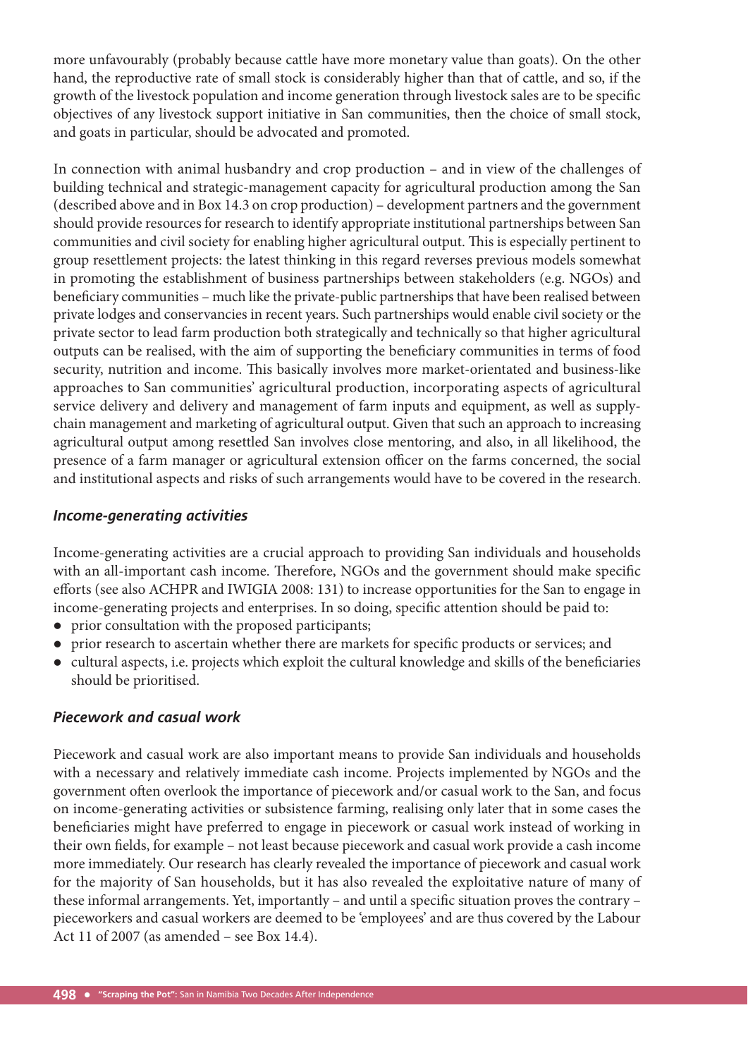more unfavourably (probably because cattle have more monetary value than goats). On the other hand, the reproductive rate of small stock is considerably higher than that of cattle, and so, if the growth of the livestock population and income generation through livestock sales are to be specific objectives of any livestock support initiative in San communities, then the choice of small stock, and goats in particular, should be advocated and promoted.

In connection with animal husbandry and crop production – and in view of the challenges of building technical and strategic-management capacity for agricultural production among the San (described above and in Box 14.3 on crop production) – development partners and the government should provide resources for research to identify appropriate institutional partnerships between San communities and civil society for enabling higher agricultural output. This is especially pertinent to group resettlement projects: the latest thinking in this regard reverses previous models somewhat in promoting the establishment of business partnerships between stakeholders (e.g. NGOs) and beneficiary communities – much like the private-public partnerships that have been realised between private lodges and conservancies in recent years. Such partnerships would enable civil society or the private sector to lead farm production both strategically and technically so that higher agricultural outputs can be realised, with the aim of supporting the beneficiary communities in terms of food security, nutrition and income. This basically involves more market-orientated and business-like approaches to San communities' agricultural production, incorporating aspects of agricultural service delivery and delivery and management of farm inputs and equipment, as well as supply-chain management and marketing of agricultural output. Given that such an approach to increasing agricultural output among resettled San involves close mentoring, and also, in all likelihood, the presence of a farm manager or agricultural extension officer on the farms concerned, the social and institutional aspects and risks of such arrangements would have to be covered in the research.

### *Income-generating activities*

Income-generating activities are a crucial approach to providing San individuals and households with an all-important cash income. Therefore, NGOs and the government should make specific efforts (see also ACHPR and IWIGIA 2008: 131) to increase opportunities for the San to engage in income-generating projects and enterprises. In so doing, specific attention should be paid to:

- prior consultation with the proposed participants;
- prior research to ascertain whether there are markets for specific products or services; and
- cultural aspects, i.e. projects which exploit the cultural knowledge and skills of the beneficiaries should be prioritised.

### *Piecework and casual work*

Piecework and casual work are also important means to provide San individuals and households with a necessary and relatively immediate cash income. Projects implemented by NGOs and the government often overlook the importance of piecework and/or casual work to the San, and focus on income-generating activities or subsistence farming, realising only later that in some cases the beneficiaries might have preferred to engage in piecework or casual work instead of working in their own fields, for example – not least because piecework and casual work provide a cash income more immediately. Our research has clearly revealed the importance of piecework and casual work for the majority of San households, but it has also revealed the exploitative nature of many of these informal arrangements. Yet, importantly – and until a specific situation proves the contrary – pieceworkers and casual workers are deemed to be 'employees' and are thus covered by the Labour Act 11 of 2007 (as amended – see Box 14.4).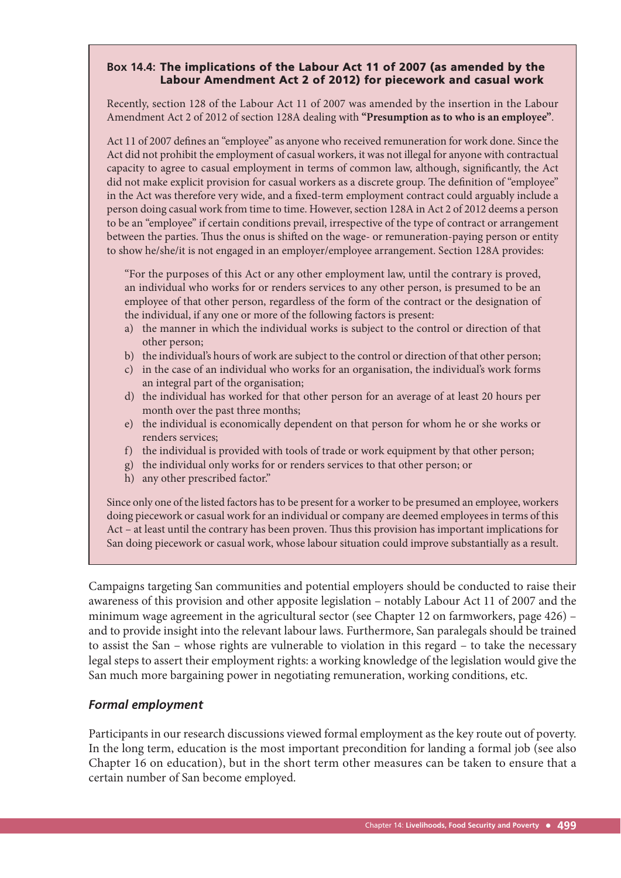**Box 14.4: The implications of the Labour Act 11 of 2007 (as amended by the Labour Amendment Act 2 of 2012) for piecework and casual work**

Recently, section 128 of the Labour Act 11 of 2007 was amended by the insertion in the Labour Amendment Act 2 of 2012 of section 128A dealing with **"Presumption as to who is an employee"**.

Act 11 of 2007 defines an "employee" as anyone who received remuneration for work done. Since the Act did not prohibit the employment of casual workers, it was not illegal for anyone with contractual capacity to agree to casual employment in terms of common law, although, significantly, the Act did not make explicit provision for casual workers as a discrete group. The definition of "employee" in the Act was therefore very wide, and a fixed-term employment contract could arguably include a person doing casual work from time to time. However, section 128A in Act 2 of 2012 deems a person to be an "employee" if certain conditions prevail, irrespective of the type of contract or arrangement between the parties. Thus the onus is shifted on the wage- or remuneration-paying person or entity to show he/she/it is not engaged in an employer/employee arrangement. Section 128A provides:

> "For the purposes of this Act or any other employment law, until the contrary is proved, an individual who works for or renders services to any other person, is presumed to be an employee of that other person, regardless of the form of the contract or the designation of the individual, if any one or more of the following factors is present:
>
> a) the manner in which the individual works is subject to the control or direction of that other person;
> b) the individual's hours of work are subject to the control or direction of that other person;
> c) in the case of an individual who works for an organisation, the individual's work forms an integral part of the organisation;
> d) the individual has worked for that other person for an average of at least 20 hours per month over the past three months;
> e) the individual is economically dependent on that person for whom he or she works or renders services;
> f) the individual is provided with tools of trade or work equipment by that other person;
> g) the individual only works for or renders services to that other person; or
> h) any other prescribed factor."

Since only one of the listed factors has to be present for a worker to be presumed an employee, workers doing piecework or casual work for an individual or company are deemed employees in terms of this Act – at least until the contrary has been proven. Thus this provision has important implications for San doing piecework or casual work, whose labour situation could improve substantially as a result.

Campaigns targeting San communities and potential employers should be conducted to raise their awareness of this provision and other apposite legislation – notably Labour Act 11 of 2007 and the minimum wage agreement in the agricultural sector (see Chapter 12 on farmworkers, page 426) – and to provide insight into the relevant labour laws. Furthermore, San paralegals should be trained to assist the San – whose rights are vulnerable to violation in this regard – to take the necessary legal steps to assert their employment rights: a working knowledge of the legislation would give the San much more bargaining power in negotiating remuneration, working conditions, etc.

### *Formal employment*

Participants in our research discussions viewed formal employment as the key route out of poverty. In the long term, education is the most important precondition for landing a formal job (see also Chapter 16 on education), but in the short term other measures can be taken to ensure that a certain number of San become employed.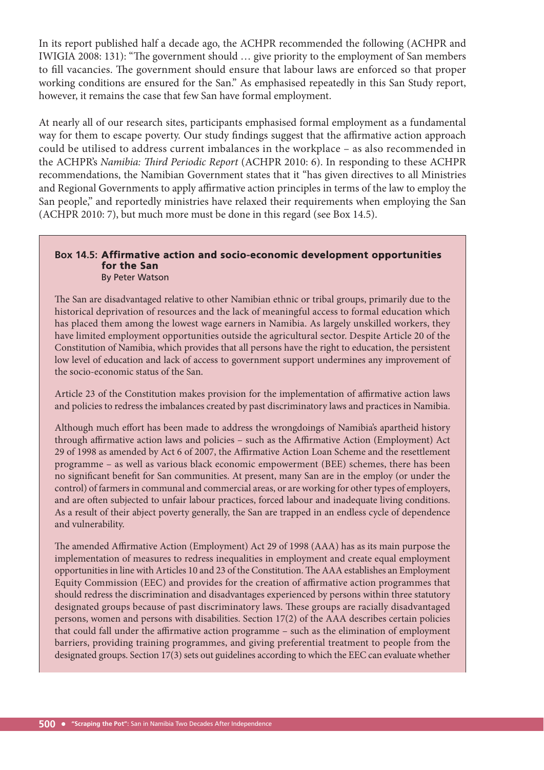In its report published half a decade ago, the ACHPR recommended the following (ACHPR and IWIGIA 2008: 131): "The government should … give priority to the employment of San members to fill vacancies. The government should ensure that labour laws are enforced so that proper working conditions are ensured for the San." As emphasised repeatedly in this San Study report, however, it remains the case that few San have formal employment.

At nearly all of our research sites, participants emphasised formal employment as a fundamental way for them to escape poverty. Our study findings suggest that the affirmative action approach could be utilised to address current imbalances in the workplace – as also recommended in the ACHPR's *Namibia: Third Periodic Report* (ACHPR 2010: 6). In responding to these ACHPR recommendations, the Namibian Government states that it "has given directives to all Ministries and Regional Governments to apply affirmative action principles in terms of the law to employ the San people," and reportedly ministries have relaxed their requirements when employing the San (ACHPR 2010: 7), but much more must be done in this regard (see Box 14.5).

### Box 14.5: Affirmative action and socio-economic development opportunities for the San

By Peter Watson

The San are disadvantaged relative to other Namibian ethnic or tribal groups, primarily due to the historical deprivation of resources and the lack of meaningful access to formal education which has placed them among the lowest wage earners in Namibia. As largely unskilled workers, they have limited employment opportunities outside the agricultural sector. Despite Article 20 of the Constitution of Namibia, which provides that all persons have the right to education, the persistent low level of education and lack of access to government support undermines any improvement of the socio-economic status of the San.

Article 23 of the Constitution makes provision for the implementation of affirmative action laws and policies to redress the imbalances created by past discriminatory laws and practices in Namibia.

Although much effort has been made to address the wrongdoings of Namibia's apartheid history through affirmative action laws and policies – such as the Affirmative Action (Employment) Act 29 of 1998 as amended by Act 6 of 2007, the Affirmative Action Loan Scheme and the resettlement programme – as well as various black economic empowerment (BEE) schemes, there has been no significant benefit for San communities. At present, many San are in the employ (or under the control) of farmers in communal and commercial areas, or are working for other types of employers, and are often subjected to unfair labour practices, forced labour and inadequate living conditions. As a result of their abject poverty generally, the San are trapped in an endless cycle of dependence and vulnerability.

The amended Affirmative Action (Employment) Act 29 of 1998 (AAA) has as its main purpose the implementation of measures to redress inequalities in employment and create equal employment opportunities in line with Articles 10 and 23 of the Constitution. The AAA establishes an Employment Equity Commission (EEC) and provides for the creation of affirmative action programmes that should redress the discrimination and disadvantages experienced by persons within three statutory designated groups because of past discriminatory laws. These groups are racially disadvantaged persons, women and persons with disabilities. Section 17(2) of the AAA describes certain policies that could fall under the affirmative action programme – such as the elimination of employment barriers, providing training programmes, and giving preferential treatment to people from the designated groups. Section 17(3) sets out guidelines according to which the EEC can evaluate whether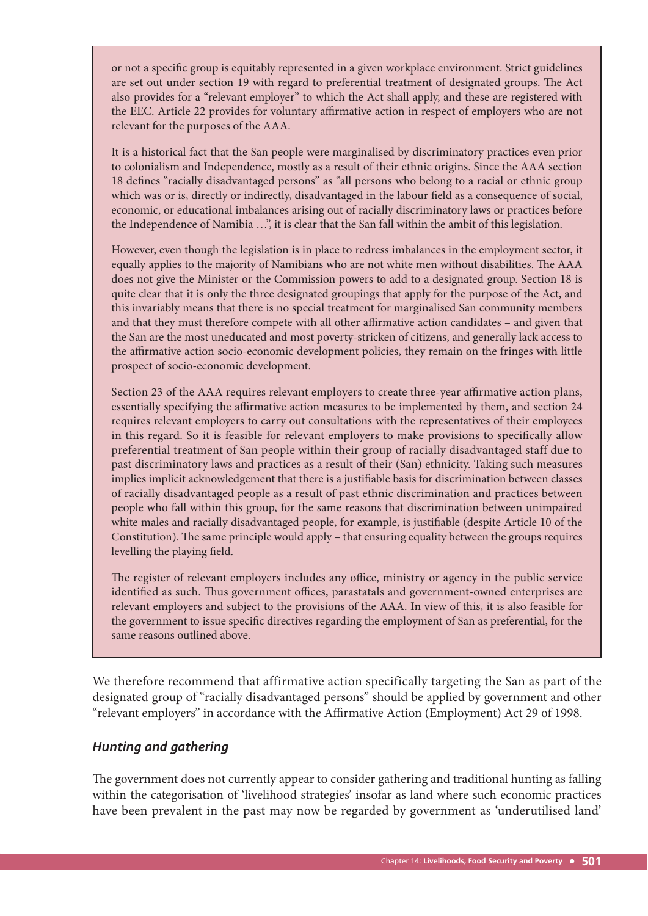or not a specific group is equitably represented in a given workplace environment. Strict guidelines are set out under section 19 with regard to preferential treatment of designated groups. The Act also provides for a "relevant employer" to which the Act shall apply, and these are registered with the EEC. Article 22 provides for voluntary affirmative action in respect of employers who are not relevant for the purposes of the AAA.

It is a historical fact that the San people were marginalised by discriminatory practices even prior to colonialism and Independence, mostly as a result of their ethnic origins. Since the AAA section 18 defines "racially disadvantaged persons" as "all persons who belong to a racial or ethnic group which was or is, directly or indirectly, disadvantaged in the labour field as a consequence of social, economic, or educational imbalances arising out of racially discriminatory laws or practices before the Independence of Namibia …", it is clear that the San fall within the ambit of this legislation.

However, even though the legislation is in place to redress imbalances in the employment sector, it equally applies to the majority of Namibians who are not white men without disabilities. The AAA does not give the Minister or the Commission powers to add to a designated group. Section 18 is quite clear that it is only the three designated groupings that apply for the purpose of the Act, and this invariably means that there is no special treatment for marginalised San community members and that they must therefore compete with all other affirmative action candidates – and given that the San are the most uneducated and most poverty-stricken of citizens, and generally lack access to the affirmative action socio-economic development policies, they remain on the fringes with little prospect of socio-economic development.

Section 23 of the AAA requires relevant employers to create three-year affirmative action plans, essentially specifying the affirmative action measures to be implemented by them, and section 24 requires relevant employers to carry out consultations with the representatives of their employees in this regard. So it is feasible for relevant employers to make provisions to specifically allow preferential treatment of San people within their group of racially disadvantaged staff due to past discriminatory laws and practices as a result of their (San) ethnicity. Taking such measures implies implicit acknowledgement that there is a justifiable basis for discrimination between classes of racially disadvantaged people as a result of past ethnic discrimination and practices between people who fall within this group, for the same reasons that discrimination between unimpaired white males and racially disadvantaged people, for example, is justifiable (despite Article 10 of the Constitution). The same principle would apply – that ensuring equality between the groups requires levelling the playing field.

The register of relevant employers includes any office, ministry or agency in the public service identified as such. Thus government offices, parastatals and government-owned enterprises are relevant employers and subject to the provisions of the AAA. In view of this, it is also feasible for the government to issue specific directives regarding the employment of San as preferential, for the same reasons outlined above.

We therefore recommend that affirmative action specifically targeting the San as part of the designated group of "racially disadvantaged persons" should be applied by government and other "relevant employers" in accordance with the Affirmative Action (Employment) Act 29 of 1998.

### *Hunting and gathering*

The government does not currently appear to consider gathering and traditional hunting as falling within the categorisation of 'livelihood strategies' insofar as land where such economic practices have been prevalent in the past may now be regarded by government as 'underutilised land'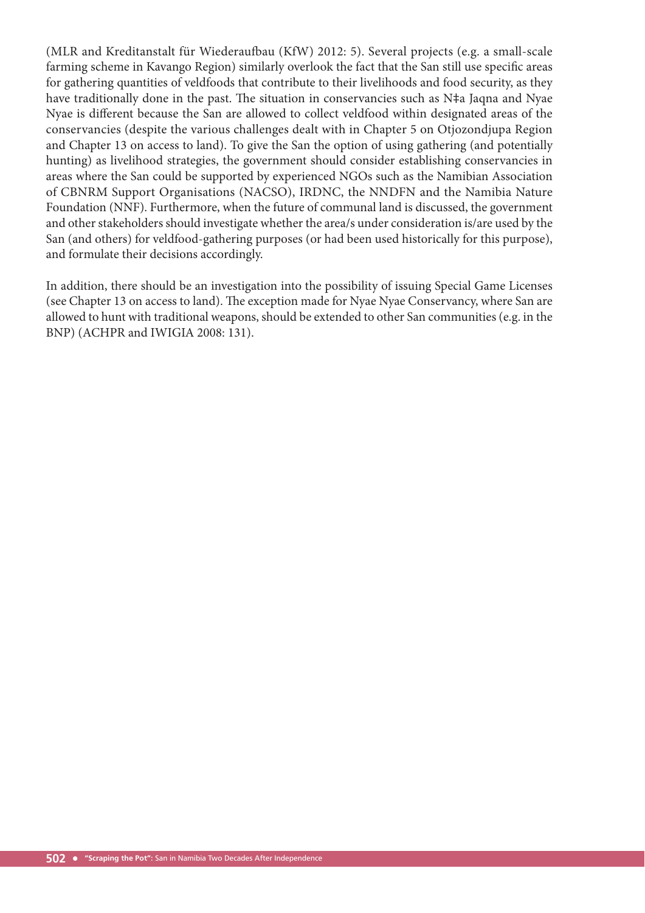(MLR and Kreditanstalt für Wiederaufbau (KfW) 2012: 5). Several projects (e.g. a small-scale farming scheme in Kavango Region) similarly overlook the fact that the San still use specific areas for gathering quantities of veldfoods that contribute to their livelihoods and food security, as they have traditionally done in the past. The situation in conservancies such as N‡a Jaqna and Nyae Nyae is different because the San are allowed to collect veldfood within designated areas of the conservancies (despite the various challenges dealt with in Chapter 5 on Otjozondjupa Region and Chapter 13 on access to land). To give the San the option of using gathering (and potentially hunting) as livelihood strategies, the government should consider establishing conservancies in areas where the San could be supported by experienced NGOs such as the Namibian Association of CBNRM Support Organisations (NACSO), IRDNC, the NNDFN and the Namibia Nature Foundation (NNF). Furthermore, when the future of communal land is discussed, the government and other stakeholders should investigate whether the area/s under consideration is/are used by the San (and others) for veldfood-gathering purposes (or had been used historically for this purpose), and formulate their decisions accordingly.

In addition, there should be an investigation into the possibility of issuing Special Game Licenses (see Chapter 13 on access to land). The exception made for Nyae Nyae Conservancy, where San are allowed to hunt with traditional weapons, should be extended to other San communities (e.g. in the BNP) (ACHPR and IWIGIA 2008: 131).